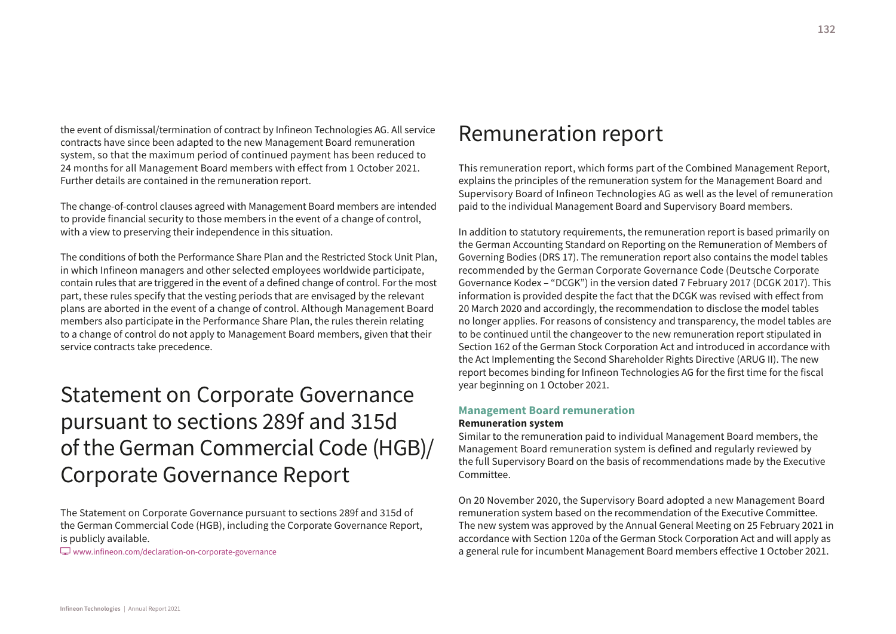the event of dismissal/termination of contract by Infineon Technologies AG. All service contracts have since been adapted to the new Management Board remuneration system, so that the maximum period of continued payment has been reduced to 24 months for all Management Board members with effect from 1 October 2021. Further details are contained in the remuneration report.

The change-of-control clauses agreed with Management Board members are intended to provide financial security to those members in the event of a change of control, with a view to preserving their independence in this situation.

The conditions of both the Performance Share Plan and the Restricted Stock Unit Plan, in which Infineon managers and other selected employees worldwide participate, contain rules that are triggered in the event of a defined change of control. For the most part, these rules specify that the vesting periods that are envisaged by the relevant plans are aborted in the event of a change of control. Although Management Board members also participate in the Performance Share Plan, the rules therein relating to a change of control do not apply to Management Board members, given that their service contracts take precedence.

# Statement on Corporate Governance pursuant to sections 289f and 315d of the German Commercial Code (HGB)/ Corporate Governance Report

The Statement on Corporate Governance pursuant to sections 289f and 315d of the German Commercial Code (HGB), including the Corporate Governance Report, is publicly available.

www.infineon.com/declaration-on-corporate-governance

# Remuneration report

This remuneration report, which forms part of the Combined Management Report, explains the principles of the remuneration system for the Management Board and Supervisory Board of Infineon Technologies AG as well as the level of remuneration paid to the individual Management Board and Supervisory Board members.

In addition to statutory requirements, the remuneration report is based primarily on the German Accounting Standard on Reporting on the Remuneration of Members of Governing Bodies (DRS 17). The remuneration report also contains the model tables recommended by the German Corporate Governance Code (Deutsche Corporate Governance Kodex – "DCGK") in the version dated 7 February 2017 (DCGK 2017). This information is provided despite the fact that the DCGK was revised with effect from 20 March 2020 and accordingly, the recommendation to disclose the model tables no longer applies. For reasons of consistency and transparency, the model tables are to be continued until the changeover to the new remuneration report stipulated in Section 162 of the German Stock Corporation Act and introduced in accordance with the Act Implementing the Second Shareholder Rights Directive (ARUG II). The new report becomes binding for Infineon Technologies AG for the first time for the fiscal year beginning on 1 October 2021.

## Management Board remuneration

### Remuneration system

Similar to the remuneration paid to individual Management Board members, the Management Board remuneration system is defined and regularly reviewed by the full Supervisory Board on the basis of recommendations made by the Executive Committee.

On 20 November 2020, the Supervisory Board adopted a new Management Board remuneration system based on the recommendation of the Executive Committee. The new system was approved by the Annual General Meeting on 25 February 2021 in accordance with Section 120a of the German Stock Corporation Act and will apply as a general rule for incumbent Management Board members effective 1 October 2021.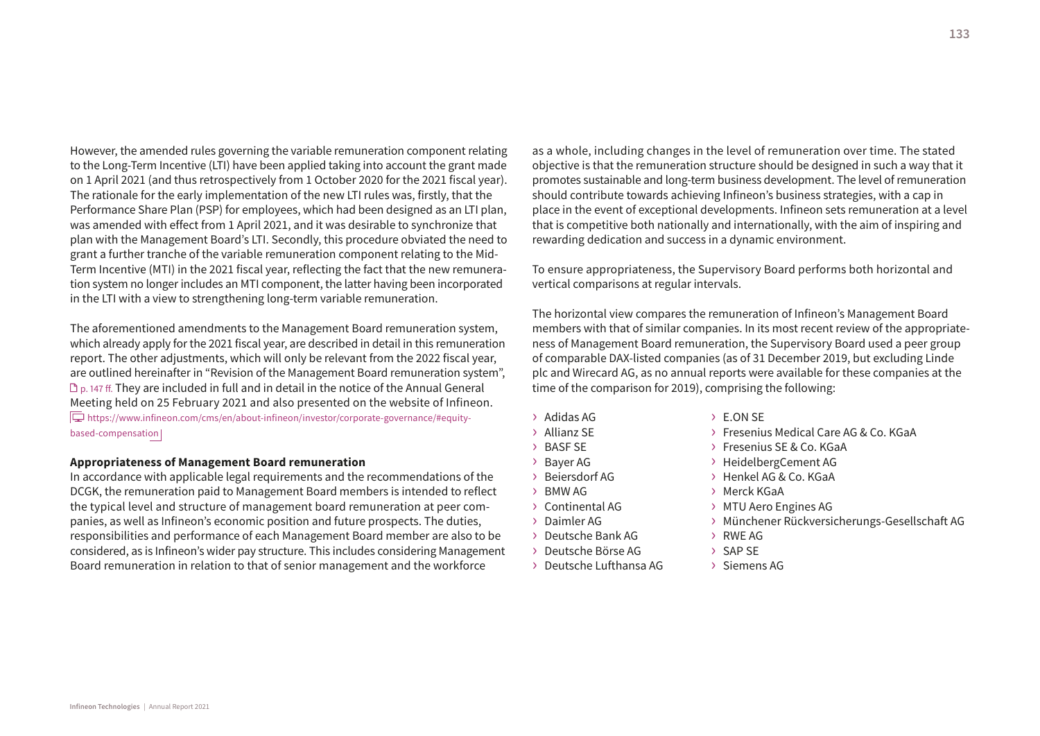However, the amended rules governing the variable remuneration component relating to the Long-Term Incentive (LTI) have been applied taking into account the grant made on 1 April 2021 (and thus retrospectively from 1 October 2020 for the 2021 fiscal year). The rationale for the early implementation of the new LTI rules was, firstly, that the Performance Share Plan (PSP) for employees, which had been designed as an LTI plan, was amended with effect from 1 April 2021, and it was desirable to synchronize that plan with the Management Board's LTI. Secondly, this procedure obviated the need to grant a further tranche of the variable remuneration component relating to the Mid-Term Incentive (MTI) in the 2021 fiscal year, reflecting the fact that the new remuneration system no longer includes an MTI component, the latter having been incorporated in the LTI with a view to strengthening long-term variable remuneration.

The aforementioned amendments to the Management Board remuneration system, which already apply for the 2021 fiscal year, are described in detail in this remuneration report. The other adjustments, which will only be relevant from the 2022 fiscal year, are outlined hereinafter in "Revision of the Management Board remuneration system", p. 147 ff. They are included in full and in detail in the notice of the Annual General Meeting held on 25 February 2021 and also presented on the website of Infineon. https://www.infineon.com/cms/en/about-infineon/investor/corporate-governance/#equity-based-compensation

**Appropriateness of Management Board remuneration**

In accordance with applicable legal requirements and the recommendations of the DCGK, the remuneration paid to Management Board members is intended to reflect the typical level and structure of management board remuneration at peer companies, as well as Infineon's economic position and future prospects. The duties, responsibilities and performance of each Management Board member are also to be considered, as is Infineon's wider pay structure. This includes considering Management Board remuneration in relation to that of senior management and the workforce as a whole, including changes in the level of remuneration over time. The stated objective is that the remuneration structure should be designed in such a way that it promotes sustainable and long-term business development. The level of remuneration should contribute towards achieving Infineon's business strategies, with a cap in place in the event of exceptional developments. Infineon sets remuneration at a level that is competitive both nationally and internationally, with the aim of inspiring and rewarding dedication and success in a dynamic environment.

To ensure appropriateness, the Supervisory Board performs both horizontal and vertical comparisons at regular intervals.

The horizontal view compares the remuneration of Infineon's Management Board members with that of similar companies. In its most recent review of the appropriateness of Management Board remuneration, the Supervisory Board used a peer group of comparable DAX-listed companies (as of 31 December 2019, but excluding Linde plc and Wirecard AG, as no annual reports were available for these companies at the time of the comparison for 2019), comprising the following:

- Adidas AG
- Allianz SE
- BASF SE
- Bayer AG
- Beiersdorf AG
- BMW AG
- Continental AG
- Daimler AG
- Deutsche Bank AG
- Deutsche Börse AG
- Deutsche Lufthansa AG
- E.ON SE
- Fresenius Medical Care AG & Co. KGaA
- Fresenius SE & Co. KGaA
- HeidelbergCement AG
- Henkel AG & Co. KGaA
- Merck KGaA
- MTU Aero Engines AG
- Münchener Rückversicherungs-Gesellschaft AG
- RWE AG
- SAP SE
- Siemens AG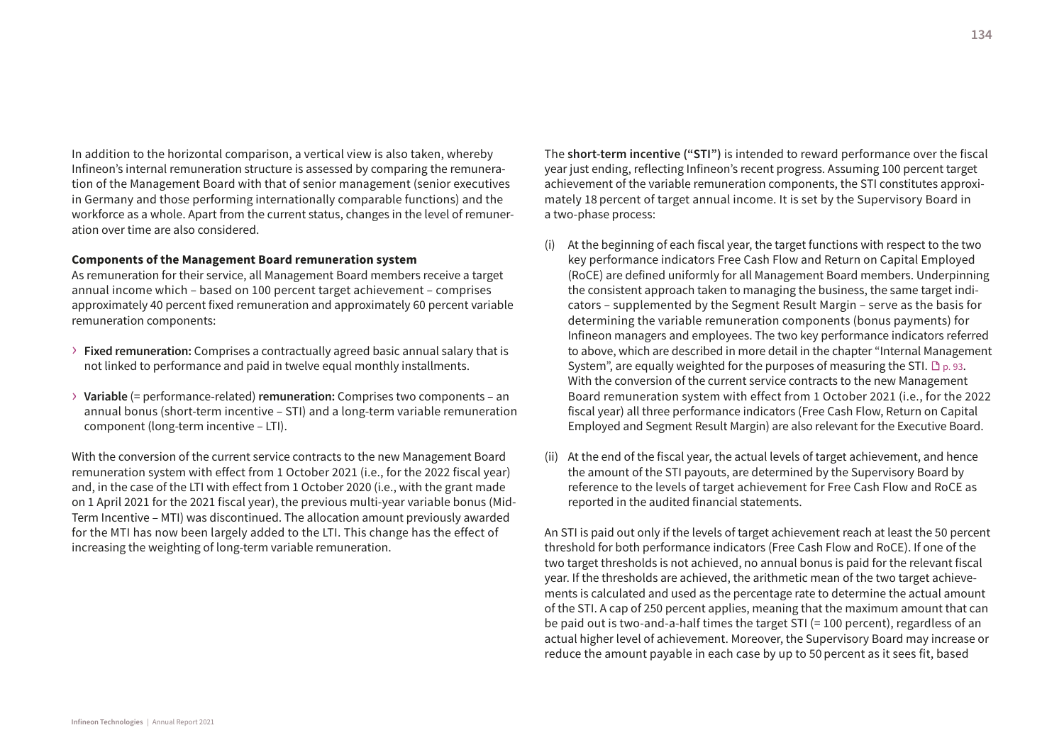In addition to the horizontal comparison, a vertical view is also taken, whereby Infineon's internal remuneration structure is assessed by comparing the remuneration of the Management Board with that of senior management (senior executives in Germany and those performing internationally comparable functions) and the workforce as a whole. Apart from the current status, changes in the level of remuneration over time are also considered.

**Components of the Management Board remuneration system**

As remuneration for their service, all Management Board members receive a target annual income which – based on 100 percent target achievement – comprises approximately 40 percent fixed remuneration and approximately 60 percent variable remuneration components:

- **Fixed remuneration:** Comprises a contractually agreed basic annual salary that is not linked to performance and paid in twelve equal monthly installments.
- **Variable** (= performance-related) **remuneration:** Comprises two components – an annual bonus (short-term incentive – STI) and a long-term variable remuneration component (long-term incentive – LTI).

With the conversion of the current service contracts to the new Management Board remuneration system with effect from 1 October 2021 (i.e., for the 2022 fiscal year) and, in the case of the LTI with effect from 1 October 2020 (i.e., with the grant made on 1 April 2021 for the 2021 fiscal year), the previous multi-year variable bonus (Mid-Term Incentive – MTI) was discontinued. The allocation amount previously awarded for the MTI has now been largely added to the LTI. This change has the effect of increasing the weighting of long-term variable remuneration.

The **short-term incentive ("STI")** is intended to reward performance over the fiscal year just ending, reflecting Infineon's recent progress. Assuming 100 percent target achievement of the variable remuneration components, the STI constitutes approximately 18 percent of target annual income. It is set by the Supervisory Board in a two-phase process:

(i) At the beginning of each fiscal year, the target functions with respect to the two key performance indicators Free Cash Flow and Return on Capital Employed (RoCE) are defined uniformly for all Management Board members. Underpinning the consistent approach taken to managing the business, the same target indicators – supplemented by the Segment Result Margin – serve as the basis for determining the variable remuneration components (bonus payments) for Infineon managers and employees. The two key performance indicators referred to above, which are described in more detail in the chapter "Internal Management System", are equally weighted for the purposes of measuring the STI. p. 93. With the conversion of the current service contracts to the new Management Board remuneration system with effect from 1 October 2021 (i.e., for the 2022 fiscal year) all three performance indicators (Free Cash Flow, Return on Capital Employed and Segment Result Margin) are also relevant for the Executive Board.

(ii) At the end of the fiscal year, the actual levels of target achievement, and hence the amount of the STI payouts, are determined by the Supervisory Board by reference to the levels of target achievement for Free Cash Flow and RoCE as reported in the audited financial statements.

An STI is paid out only if the levels of target achievement reach at least the 50 percent threshold for both performance indicators (Free Cash Flow and RoCE). If one of the two target thresholds is not achieved, no annual bonus is paid for the relevant fiscal year. If the thresholds are achieved, the arithmetic mean of the two target achievements is calculated and used as the percentage rate to determine the actual amount of the STI. A cap of 250 percent applies, meaning that the maximum amount that can be paid out is two-and-a-half times the target STI (= 100 percent), regardless of an actual higher level of achievement. Moreover, the Supervisory Board may increase or reduce the amount payable in each case by up to 50 percent as it sees fit, based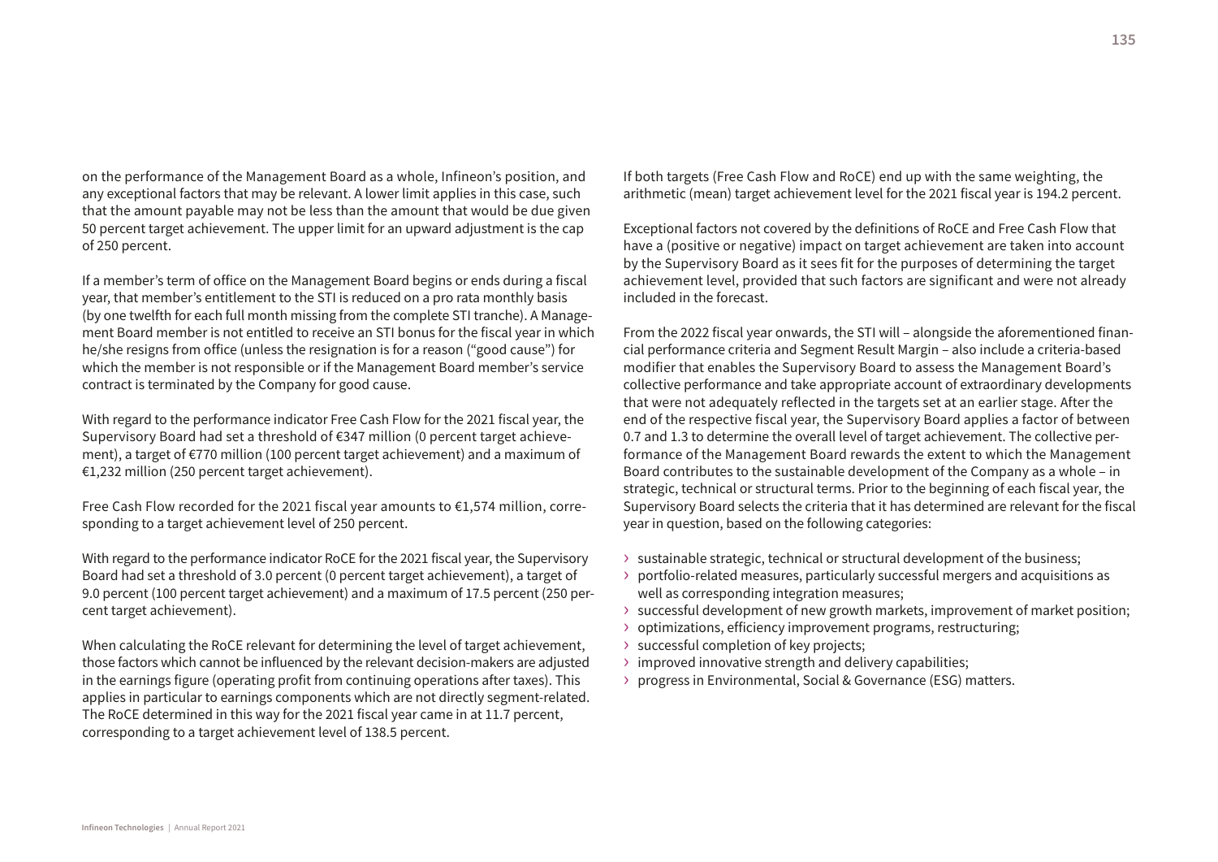on the performance of the Management Board as a whole, Infineon's position, and any exceptional factors that may be relevant. A lower limit applies in this case, such that the amount payable may not be less than the amount that would be due given 50 percent target achievement. The upper limit for an upward adjustment is the cap of 250 percent.

If a member's term of office on the Management Board begins or ends during a fiscal year, that member's entitlement to the STI is reduced on a pro rata monthly basis (by one twelfth for each full month missing from the complete STI tranche). A Management Board member is not entitled to receive an STI bonus for the fiscal year in which he/she resigns from office (unless the resignation is for a reason ("good cause") for which the member is not responsible or if the Management Board member's service contract is terminated by the Company for good cause.

With regard to the performance indicator Free Cash Flow for the 2021 fiscal year, the Supervisory Board had set a threshold of €347 million (0 percent target achievement), a target of €770 million (100 percent target achievement) and a maximum of €1,232 million (250 percent target achievement).

Free Cash Flow recorded for the 2021 fiscal year amounts to €1,574 million, corresponding to a target achievement level of 250 percent.

With regard to the performance indicator RoCE for the 2021 fiscal year, the Supervisory Board had set a threshold of 3.0 percent (0 percent target achievement), a target of 9.0 percent (100 percent target achievement) and a maximum of 17.5 percent (250 percent target achievement).

When calculating the RoCE relevant for determining the level of target achievement, those factors which cannot be influenced by the relevant decision-makers are adjusted in the earnings figure (operating profit from continuing operations after taxes). This applies in particular to earnings components which are not directly segment-related. The RoCE determined in this way for the 2021 fiscal year came in at 11.7 percent, corresponding to a target achievement level of 138.5 percent.

If both targets (Free Cash Flow and RoCE) end up with the same weighting, the arithmetic (mean) target achievement level for the 2021 fiscal year is 194.2 percent.

Exceptional factors not covered by the definitions of RoCE and Free Cash Flow that have a (positive or negative) impact on target achievement are taken into account by the Supervisory Board as it sees fit for the purposes of determining the target achievement level, provided that such factors are significant and were not already included in the forecast.

From the 2022 fiscal year onwards, the STI will – alongside the aforementioned financial performance criteria and Segment Result Margin – also include a criteria-based modifier that enables the Supervisory Board to assess the Management Board's collective performance and take appropriate account of extraordinary developments that were not adequately reflected in the targets set at an earlier stage. After the end of the respective fiscal year, the Supervisory Board applies a factor of between 0.7 and 1.3 to determine the overall level of target achievement. The collective performance of the Management Board rewards the extent to which the Management Board contributes to the sustainable development of the Company as a whole – in strategic, technical or structural terms. Prior to the beginning of each fiscal year, the Supervisory Board selects the criteria that it has determined are relevant for the fiscal year in question, based on the following categories:

- sustainable strategic, technical or structural development of the business;
- portfolio-related measures, particularly successful mergers and acquisitions as well as corresponding integration measures;
- successful development of new growth markets, improvement of market position;
- optimizations, efficiency improvement programs, restructuring;
- successful completion of key projects;
- improved innovative strength and delivery capabilities;
- progress in Environmental, Social & Governance (ESG) matters.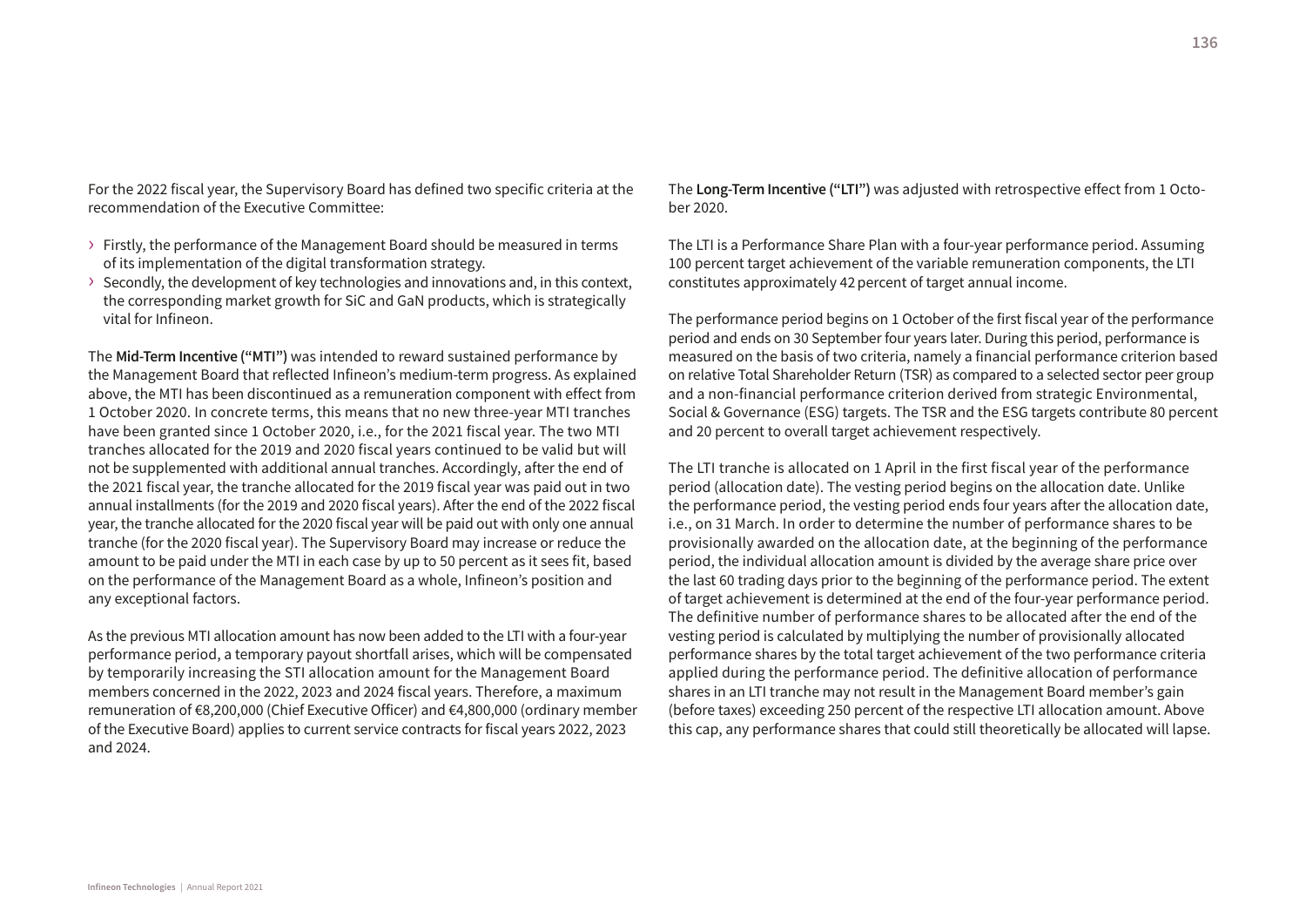For the 2022 fiscal year, the Supervisory Board has defined two specific criteria at the recommendation of the Executive Committee:

- Firstly, the performance of the Management Board should be measured in terms of its implementation of the digital transformation strategy.
- Secondly, the development of key technologies and innovations and, in this context, the corresponding market growth for SiC and GaN products, which is strategically vital for Infineon.

The **Mid-Term Incentive ("MTI")** was intended to reward sustained performance by the Management Board that reflected Infineon's medium-term progress. As explained above, the MTI has been discontinued as a remuneration component with effect from 1 October 2020. In concrete terms, this means that no new three-year MTI tranches have been granted since 1 October 2020, i.e., for the 2021 fiscal year. The two MTI tranches allocated for the 2019 and 2020 fiscal years continued to be valid but will not be supplemented with additional annual tranches. Accordingly, after the end of the 2021 fiscal year, the tranche allocated for the 2019 fiscal year was paid out in two annual installments (for the 2019 and 2020 fiscal years). After the end of the 2022 fiscal year, the tranche allocated for the 2020 fiscal year will be paid out with only one annual tranche (for the 2020 fiscal year). The Supervisory Board may increase or reduce the amount to be paid under the MTI in each case by up to 50 percent as it sees fit, based on the performance of the Management Board as a whole, Infineon's position and any exceptional factors.

As the previous MTI allocation amount has now been added to the LTI with a four-year performance period, a temporary payout shortfall arises, which will be compensated by temporarily increasing the STI allocation amount for the Management Board members concerned in the 2022, 2023 and 2024 fiscal years. Therefore, a maximum remuneration of €8,200,000 (Chief Executive Officer) and €4,800,000 (ordinary member of the Executive Board) applies to current service contracts for fiscal years 2022, 2023 and 2024.

The **Long-Term Incentive ("LTI")** was adjusted with retrospective effect from 1 October 2020.

The LTI is a Performance Share Plan with a four-year performance period. Assuming 100 percent target achievement of the variable remuneration components, the LTI constitutes approximately 42 percent of target annual income.

The performance period begins on 1 October of the first fiscal year of the performance period and ends on 30 September four years later. During this period, performance is measured on the basis of two criteria, namely a financial performance criterion based on relative Total Shareholder Return (TSR) as compared to a selected sector peer group and a non-financial performance criterion derived from strategic Environmental, Social & Governance (ESG) targets. The TSR and the ESG targets contribute 80 percent and 20 percent to overall target achievement respectively.

The LTI tranche is allocated on 1 April in the first fiscal year of the performance period (allocation date). The vesting period begins on the allocation date. Unlike the performance period, the vesting period ends four years after the allocation date, i.e., on 31 March. In order to determine the number of performance shares to be provisionally awarded on the allocation date, at the beginning of the performance period, the individual allocation amount is divided by the average share price over the last 60 trading days prior to the beginning of the performance period. The extent of target achievement is determined at the end of the four-year performance period. The definitive number of performance shares to be allocated after the end of the vesting period is calculated by multiplying the number of provisionally allocated performance shares by the total target achievement of the two performance criteria applied during the performance period. The definitive allocation of performance shares in an LTI tranche may not result in the Management Board member's gain (before taxes) exceeding 250 percent of the respective LTI allocation amount. Above this cap, any performance shares that could still theoretically be allocated will lapse.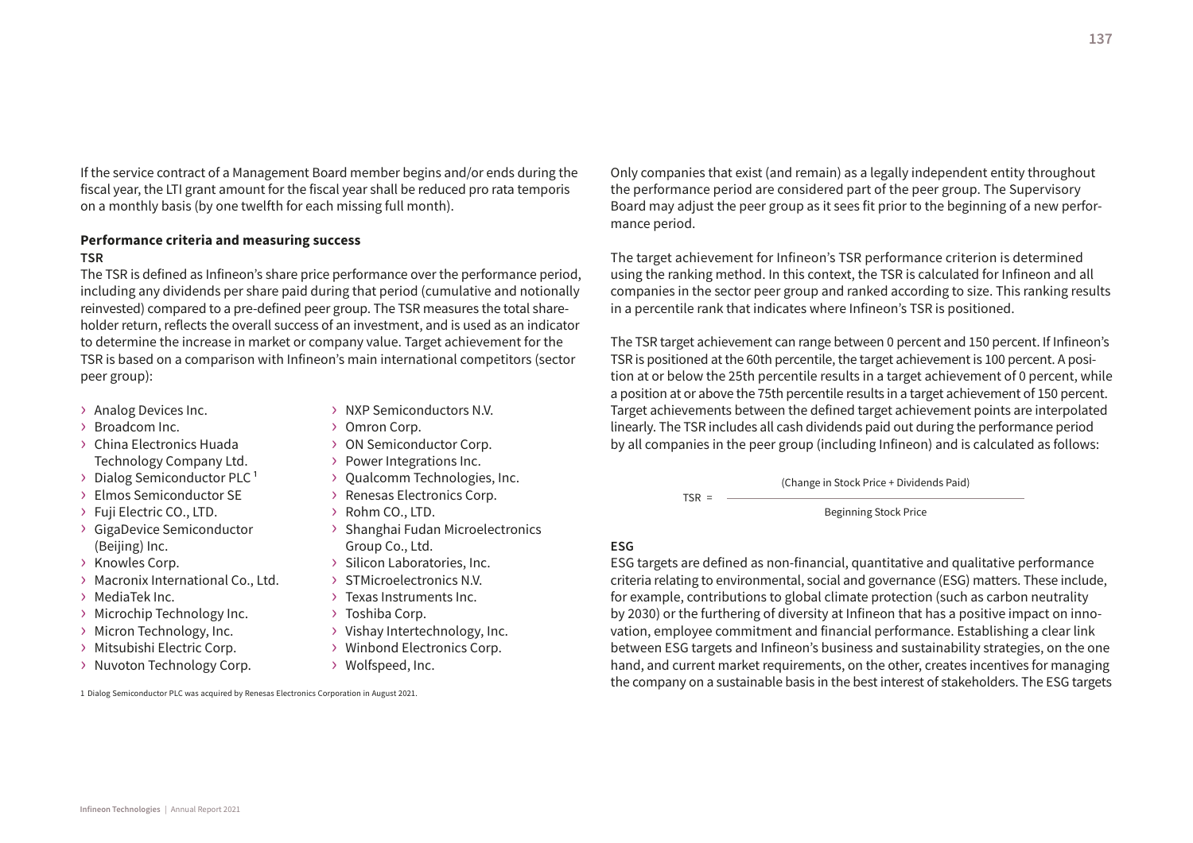If the service contract of a Management Board member begins and/or ends during the fiscal year, the LTI grant amount for the fiscal year shall be reduced pro rata temporis on a monthly basis (by one twelfth for each missing full month).

**Performance criteria and measuring success**

**TSR**

The TSR is defined as Infineon's share price performance over the performance period, including any dividends per share paid during that period (cumulative and notionally reinvested) compared to a pre-defined peer group. The TSR measures the total shareholder return, reflects the overall success of an investment, and is used as an indicator to determine the increase in market or company value. Target achievement for the TSR is based on a comparison with Infineon's main international competitors (sector peer group):

- Analog Devices Inc.
- Broadcom Inc.
- China Electronics Huada Technology Company Ltd.
- Dialog Semiconductor PLC [1]
- Elmos Semiconductor SE
- Fuji Electric CO., LTD.
- GigaDevice Semiconductor (Beijing) Inc.
- Knowles Corp.
- Macronix International Co., Ltd.
- MediaTek Inc.
- Microchip Technology Inc.
- Micron Technology, Inc.
- Mitsubishi Electric Corp.
- Nuvoton Technology Corp.
- NXP Semiconductors N.V.
- Omron Corp.
- ON Semiconductor Corp.
- Power Integrations Inc.
- Qualcomm Technologies, Inc.
- Renesas Electronics Corp.
- Rohm CO., LTD.
- Shanghai Fudan Microelectronics Group Co., Ltd.
- Silicon Laboratories, Inc.
- STMicroelectronics N.V.
- Texas Instruments Inc.
- Toshiba Corp.
- Vishay Intertechnology, Inc.
- Winbond Electronics Corp.
- Wolfspeed, Inc.

1 Dialog Semiconductor PLC was acquired by Renesas Electronics Corporation in August 2021.

Only companies that exist (and remain) as a legally independent entity throughout the performance period are considered part of the peer group. The Supervisory Board may adjust the peer group as it sees fit prior to the beginning of a new performance period.

The target achievement for Infineon's TSR performance criterion is determined using the ranking method. In this context, the TSR is calculated for Infineon and all companies in the sector peer group and ranked according to size. This ranking results in a percentile rank that indicates where Infineon's TSR is positioned.

The TSR target achievement can range between 0 percent and 150 percent. If Infineon's TSR is positioned at the 60th percentile, the target achievement is 100 percent. A position at or below the 25th percentile results in a target achievement of 0 percent, while a position at or above the 75th percentile results in a target achievement of 150 percent. Target achievements between the defined target achievement points are interpolated linearly. The TSR includes all cash dividends paid out during the performance period by all companies in the peer group (including Infineon) and is calculated as follows:

$$\text{TSR} = \frac{\text{(Change in Stock Price + Dividends Paid)}}{\text{Beginning Stock Price}}$$

**ESG**

ESG targets are defined as non-financial, quantitative and qualitative performance criteria relating to environmental, social and governance (ESG) matters. These include, for example, contributions to global climate protection (such as carbon neutrality by 2030) or the furthering of diversity at Infineon that has a positive impact on innovation, employee commitment and financial performance. Establishing a clear link between ESG targets and Infineon's business and sustainability strategies, on the one hand, and current market requirements, on the other, creates incentives for managing the company on a sustainable basis in the best interest of stakeholders. The ESG targets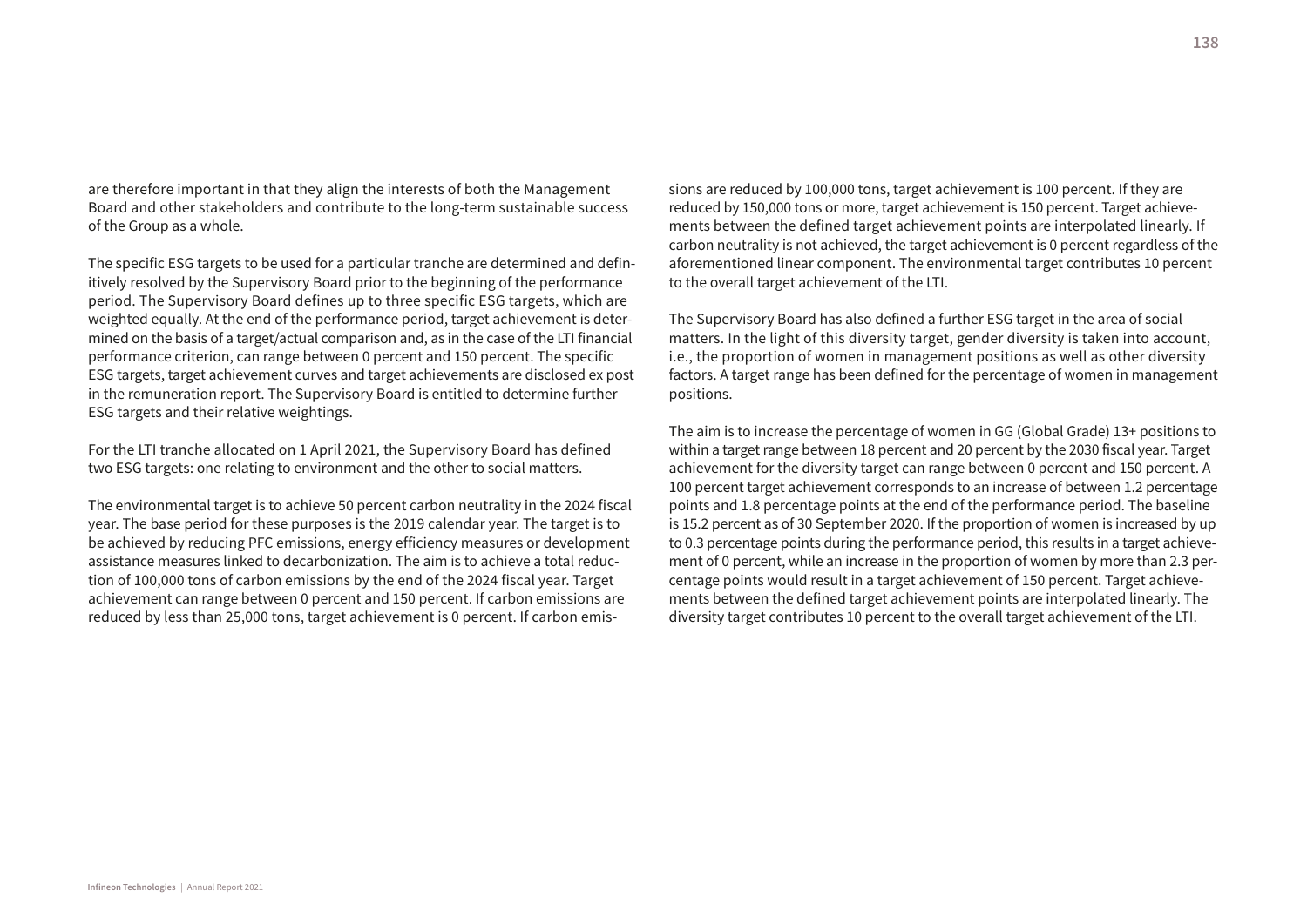are therefore important in that they align the interests of both the Management Board and other stakeholders and contribute to the long-term sustainable success of the Group as a whole.

The specific ESG targets to be used for a particular tranche are determined and definitively resolved by the Supervisory Board prior to the beginning of the performance period. The Supervisory Board defines up to three specific ESG targets, which are weighted equally. At the end of the performance period, target achievement is determined on the basis of a target/actual comparison and, as in the case of the LTI financial performance criterion, can range between 0 percent and 150 percent. The specific ESG targets, target achievement curves and target achievements are disclosed ex post in the remuneration report. The Supervisory Board is entitled to determine further ESG targets and their relative weightings.

For the LTI tranche allocated on 1 April 2021, the Supervisory Board has defined two ESG targets: one relating to environment and the other to social matters.

The environmental target is to achieve 50 percent carbon neutrality in the 2024 fiscal year. The base period for these purposes is the 2019 calendar year. The target is to be achieved by reducing PFC emissions, energy efficiency measures or development assistance measures linked to decarbonization. The aim is to achieve a total reduction of 100,000 tons of carbon emissions by the end of the 2024 fiscal year. Target achievement can range between 0 percent and 150 percent. If carbon emissions are reduced by less than 25,000 tons, target achievement is 0 percent. If carbon emissions are reduced by 100,000 tons, target achievement is 100 percent. If they are reduced by 150,000 tons or more, target achievement is 150 percent. Target achievements between the defined target achievement points are interpolated linearly. If carbon neutrality is not achieved, the target achievement is 0 percent regardless of the aforementioned linear component. The environmental target contributes 10 percent to the overall target achievement of the LTI.

The Supervisory Board has also defined a further ESG target in the area of social matters. In the light of this diversity target, gender diversity is taken into account, i.e., the proportion of women in management positions as well as other diversity factors. A target range has been defined for the percentage of women in management positions.

The aim is to increase the percentage of women in GG (Global Grade) 13+ positions to within a target range between 18 percent and 20 percent by the 2030 fiscal year. Target achievement for the diversity target can range between 0 percent and 150 percent. A 100 percent target achievement corresponds to an increase of between 1.2 percentage points and 1.8 percentage points at the end of the performance period. The baseline is 15.2 percent as of 30 September 2020. If the proportion of women is increased by up to 0.3 percentage points during the performance period, this results in a target achievement of 0 percent, while an increase in the proportion of women by more than 2.3 percentage points would result in a target achievement of 150 percent. Target achievements between the defined target achievement points are interpolated linearly. The diversity target contributes 10 percent to the overall target achievement of the LTI.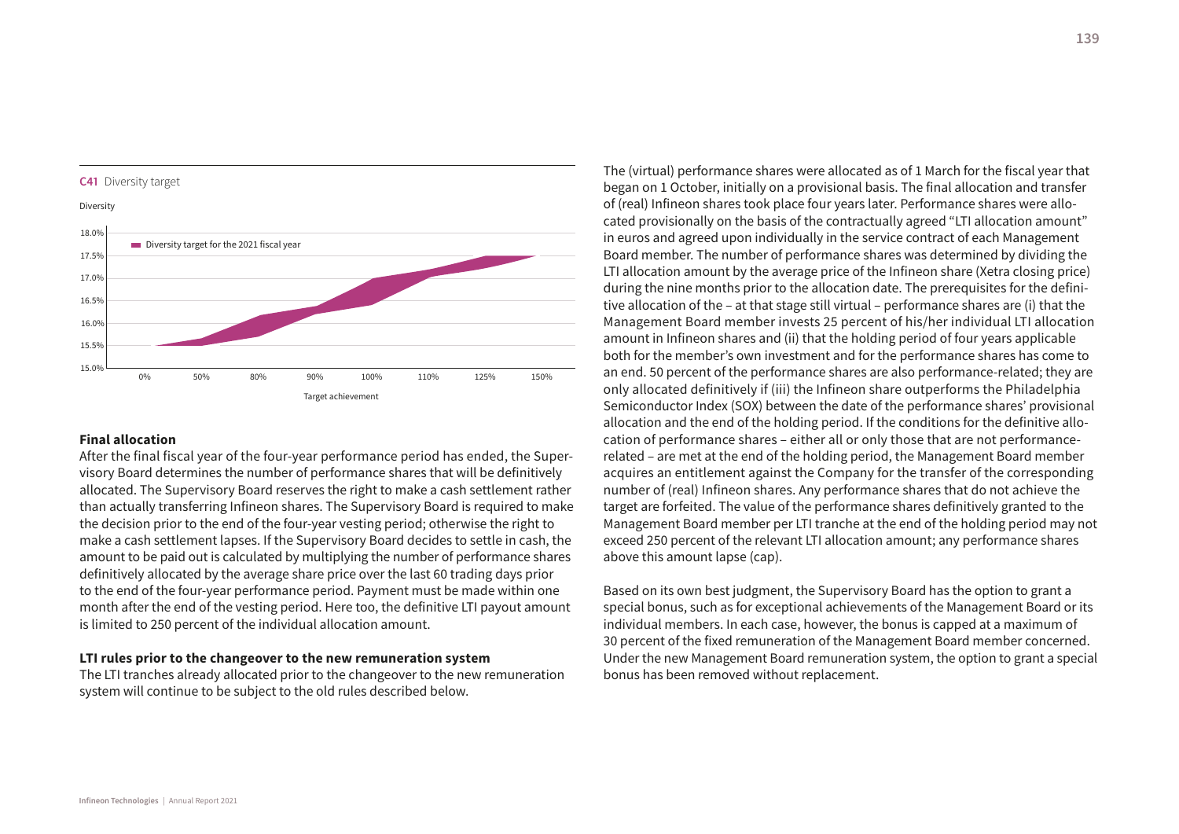**C41** Diversity target

Diversity

Diversity target for the 2021 fiscal year

Target achievement

### Final allocation

After the final fiscal year of the four-year performance period has ended, the Supervisory Board determines the number of performance shares that will be definitively allocated. The Supervisory Board reserves the right to make a cash settlement rather than actually transferring Infineon shares. The Supervisory Board is required to make the decision prior to the end of the four-year vesting period; otherwise the right to make a cash settlement lapses. If the Supervisory Board decides to settle in cash, the amount to be paid out is calculated by multiplying the number of performance shares definitively allocated by the average share price over the last 60 trading days prior to the end of the four-year performance period. Payment must be made within one month after the end of the vesting period. Here too, the definitive LTI payout amount is limited to 250 percent of the individual allocation amount.

### LTI rules prior to the changeover to the new remuneration system

The LTI tranches already allocated prior to the changeover to the new remuneration system will continue to be subject to the old rules described below.

The (virtual) performance shares were allocated as of 1 March for the fiscal year that began on 1 October, initially on a provisional basis. The final allocation and transfer of (real) Infineon shares took place four years later. Performance shares were allocated provisionally on the basis of the contractually agreed "LTI allocation amount" in euros and agreed upon individually in the service contract of each Management Board member. The number of performance shares was determined by dividing the LTI allocation amount by the average price of the Infineon share (Xetra closing price) during the nine months prior to the allocation date. The prerequisites for the definitive allocation of the – at that stage still virtual – performance shares are (i) that the Management Board member invests 25 percent of his/her individual LTI allocation amount in Infineon shares and (ii) that the holding period of four years applicable both for the member's own investment and for the performance shares has come to an end. 50 percent of the performance shares are also performance-related; they are only allocated definitively if (iii) the Infineon share outperforms the Philadelphia Semiconductor Index (SOX) between the date of the performance shares' provisional allocation and the end of the holding period. If the conditions for the definitive allocation of performance shares – either all or only those that are not performance-related – are met at the end of the holding period, the Management Board member acquires an entitlement against the Company for the transfer of the corresponding number of (real) Infineon shares. Any performance shares that do not achieve the target are forfeited. The value of the performance shares definitively granted to the Management Board member per LTI tranche at the end of the holding period may not exceed 250 percent of the relevant LTI allocation amount; any performance shares above this amount lapse (cap).

Based on its own best judgment, the Supervisory Board has the option to grant a special bonus, such as for exceptional achievements of the Management Board or its individual members. In each case, however, the bonus is capped at a maximum of 30 percent of the fixed remuneration of the Management Board member concerned. Under the new Management Board remuneration system, the option to grant a special bonus has been removed without replacement.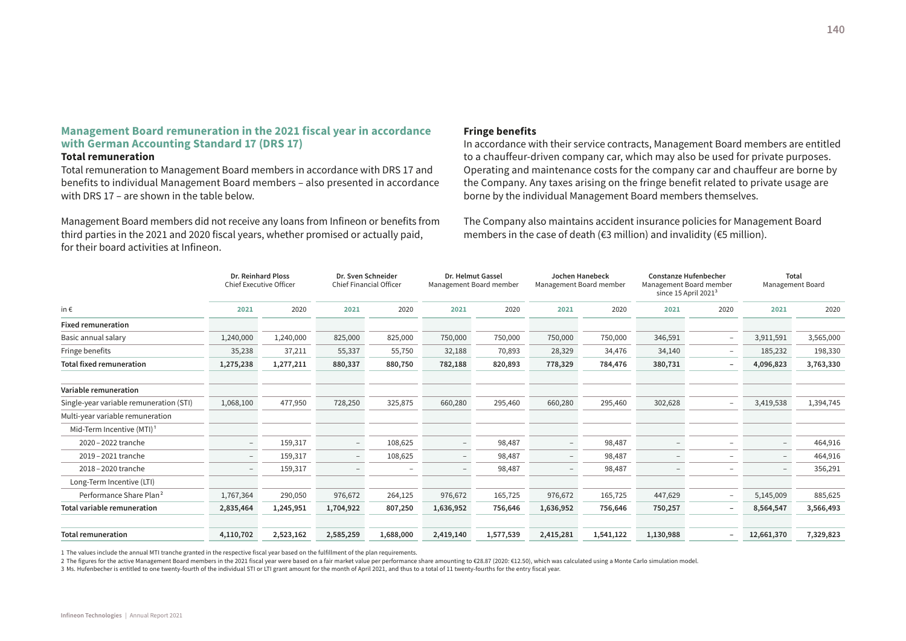## Management Board remuneration in the 2021 fiscal year in accordance with German Accounting Standard 17 (DRS 17)

### Total remuneration

Total remuneration to Management Board members in accordance with DRS 17 and benefits to individual Management Board members – also presented in accordance with DRS 17 – are shown in the table below.

Management Board members did not receive any loans from Infineon or benefits from third parties in the 2021 and 2020 fiscal years, whether promised or actually paid, for their board activities at Infineon.

### Fringe benefits

In accordance with their service contracts, Management Board members are entitled to a chauffeur-driven company car, which may also be used for private purposes. Operating and maintenance costs for the company car and chauffeur are borne by the Company. Any taxes arising on the fringe benefit related to private usage are borne by the individual Management Board members themselves.

The Company also maintains accident insurance policies for Management Board members in the case of death (€3 million) and invalidity (€5 million).

| | Dr. Reinhard Ploss Chief Executive Officer | | Dr. Sven Schneider Chief Financial Officer | | Dr. Helmut Gassel Management Board member | | Jochen Hanebeck Management Board member | | Constanze Hufenbecher Management Board member since 15 April 2021[3] | | Total Management Board | |
|---|---|---|---|---|---|---|---|---|---|---|---|---|
| in € | **2021** | 2020 | **2021** | 2020 | **2021** | 2020 | **2021** | 2020 | **2021** | 2020 | **2021** | 2020 |
| **Fixed remuneration** | | | | | | | | | | | | |
| Basic annual salary | 1,240,000 | 1,240,000 | 825,000 | 825,000 | 750,000 | 750,000 | 750,000 | 750,000 | 346,591 | – | 3,911,591 | 3,565,000 |
| Fringe benefits | 35,238 | 37,211 | 55,337 | 55,750 | 32,188 | 70,893 | 28,329 | 34,476 | 34,140 | – | 185,232 | 198,330 |
| **Total fixed remuneration** | **1,275,238** | **1,277,211** | **880,337** | **880,750** | **782,188** | **820,893** | **778,329** | **784,476** | **380,731** | **–** | **4,096,823** | **3,763,330** |
| **Variable remuneration** | | | | | | | | | | | | |
| Single-year variable remuneration (STI) | 1,068,100 | 477,950 | 728,250 | 325,875 | 660,280 | 295,460 | 660,280 | 295,460 | 302,628 | – | 3,419,538 | 1,394,745 |
| Multi-year variable remuneration | | | | | | | | | | | | |
| Mid-Term Incentive (MTI)[1] | | | | | | | | | | | | |
| 2020 – 2022 tranche | – | 159,317 | – | 108,625 | – | 98,487 | – | 98,487 | – | – | – | 464,916 |
| 2019 – 2021 tranche | – | 159,317 | – | 108,625 | – | 98,487 | – | 98,487 | – | – | – | 464,916 |
| 2018 – 2020 tranche | – | 159,317 | – | – | – | 98,487 | – | 98,487 | – | – | – | 356,291 |
| Long-Term Incentive (LTI) | | | | | | | | | | | | |
| Performance Share Plan[2] | 1,767,364 | 290,050 | 976,672 | 264,125 | 976,672 | 165,725 | 976,672 | 165,725 | 447,629 | – | 5,145,009 | 885,625 |
| **Total variable remuneration** | **2,835,464** | **1,245,951** | **1,704,922** | **807,250** | **1,636,952** | **756,646** | **1,636,952** | **756,646** | **750,257** | **–** | **8,564,547** | **3,566,493** |
| **Total remuneration** | **4,110,702** | **2,523,162** | **2,585,259** | **1,688,000** | **2,419,140** | **1,577,539** | **2,415,281** | **1,541,122** | **1,130,988** | **–** | **12,661,370** | **7,329,823** |

1 The values include the annual MTI tranche granted in the respective fiscal year based on the fulfillment of the plan requirements.
2 The figures for the active Management Board members in the 2021 fiscal year were based on a fair market value per performance share amounting to €28.87 (2020: €12.50), which was calculated using a Monte Carlo simulation model.
3 Ms. Hufenbecher is entitled to one twenty-fourth of the individual STI or LTI grant amount for the month of April 2021, and thus to a total of 11 twenty-fourths for the entry fiscal year.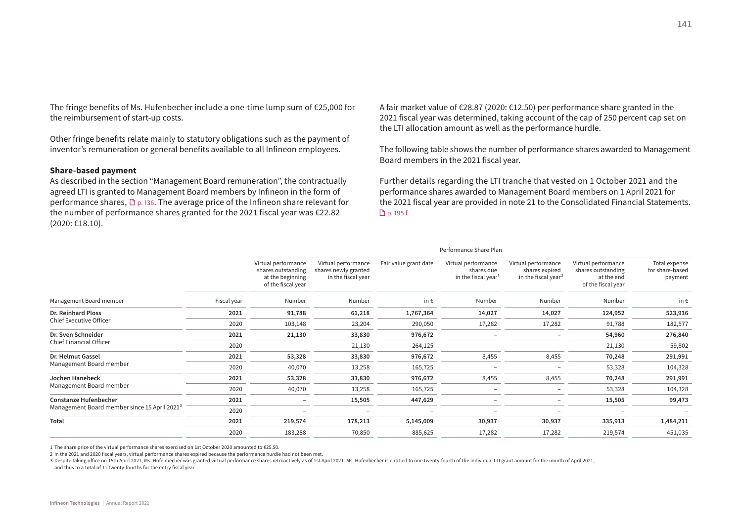The fringe benefits of Ms. Hufenbecher include a one-time lump sum of €25,000 for the reimbursement of start-up costs.

Other fringe benefits relate mainly to statutory obligations such as the payment of inventor's remuneration or general benefits available to all Infineon employees.

**Share-based payment**

As described in the section "Management Board remuneration", the contractually agreed LTI is granted to Management Board members by Infineon in the form of performance shares, p. 136. The average price of the Infineon share relevant for the number of performance shares granted for the 2021 fiscal year was €22.82 (2020: €18.10).

A fair market value of €28.87 (2020: €12.50) per performance share granted in the 2021 fiscal year was determined, taking account of the cap of 250 percent cap set on the LTI allocation amount as well as the performance hurdle.

The following table shows the number of performance shares awarded to Management Board members in the 2021 fiscal year.

Further details regarding the LTI tranche that vested on 1 October 2021 and the performance shares awarded to Management Board members on 1 April 2021 for the 2021 fiscal year are provided in note 21 to the Consolidated Financial Statements. p. 195 f.

| | | Performance Share Plan | | | | | | |
|---|---|---|---|---|---|---|---|---|
| | | Virtual performance shares outstanding at the beginning of the fiscal year | Virtual performance shares newly granted in the fiscal year | Fair value grant date | Virtual performance shares due in the fiscal year[1] | Virtual performance shares expired in the fiscal year[2] | Virtual performance shares outstanding at the end of the fiscal year | Total expense for share-based payment |
| Management Board member | Fiscal year | Number | Number | in € | Number | Number | Number | in € |
| **Dr. Reinhard Ploss** Chief Executive Officer | **2021** | **91,788** | **61,218** | **1,767,364** | **14,027** | **14,027** | **124,952** | **523,916** |
| | 2020 | 103,148 | 23,204 | 290,050 | 17,282 | 17,282 | 91,788 | 182,577 |
| **Dr. Sven Schneider** Chief Financial Officer | **2021** | **21,130** | **33,830** | **976,672** | **–** | **–** | **54,960** | **276,840** |
| | 2020 | – | 21,130 | 264,125 | – | – | 21,130 | 59,802 |
| **Dr. Helmut Gassel** Management Board member | **2021** | **53,328** | **33,830** | **976,672** | **8,455** | **8,455** | **70,248** | **291,991** |
| | 2020 | 40,070 | 13,258 | 165,725 | – | – | 53,328 | 104,328 |
| **Jochen Hanebeck** Management Board member | **2021** | **53,328** | **33,830** | **976,672** | **8,455** | **8,455** | **70,248** | **291,991** |
| | 2020 | 40,070 | 13,258 | 165,725 | – | – | 53,328 | 104,328 |
| **Constanze Hufenbecher** Management Board member since 15 April 2021[3] | **2021** | **–** | **15,505** | **447,629** | **–** | **–** | **15,505** | **99,473** |
| | 2020 | – | – | – | – | – | – | – |
| **Total** | **2021** | **219,574** | **178,213** | **5,145,009** | **30,937** | **30,937** | **335,913** | **1,484,211** |
| | 2020 | 183,288 | 70,850 | 885,625 | 17,282 | 17,282 | 219,574 | 451,035 |

1 The share price of the virtual performance shares exercised on 1st October 2020 amounted to €25.50.

2 In the 2021 and 2020 fiscal years, virtual performance shares expired because the performance hurdle had not been met.

3 Despite taking office on 15th April 2021, Ms. Hufenbecher was granted virtual performance shares retroactively as of 1st April 2021. Ms. Hufenbecher is entitled to one twenty-fourth of the individual LTI grant amount for the month of April 2021, and thus to a total of 11 twenty-fourths for the entry fiscal year.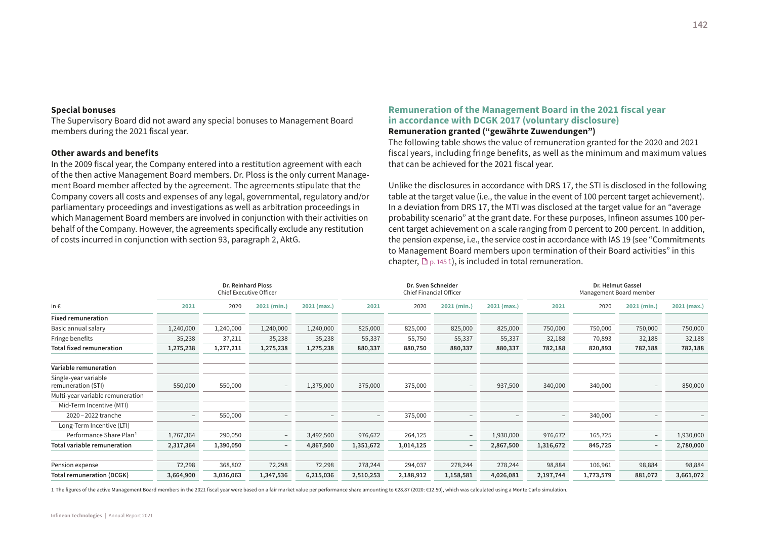### Special bonuses

The Supervisory Board did not award any special bonuses to Management Board members during the 2021 fiscal year.

### Other awards and benefits

In the 2009 fiscal year, the Company entered into a restitution agreement with each of the then active Management Board members. Dr. Ploss is the only current Management Board member affected by the agreement. The agreements stipulate that the Company covers all costs and expenses of any legal, governmental, regulatory and/or parliamentary proceedings and investigations as well as arbitration proceedings in which Management Board members are involved in conjunction with their activities on behalf of the Company. However, the agreements specifically exclude any restitution of costs incurred in conjunction with section 93, paragraph 2, AktG.

## Remuneration of the Management Board in the 2021 fiscal year in accordance with DCGK 2017 (voluntary disclosure)

### Remuneration granted ("gewährte Zuwendungen")

The following table shows the value of remuneration granted for the 2020 and 2021 fiscal years, including fringe benefits, as well as the minimum and maximum values that can be achieved for the 2021 fiscal year.

Unlike the disclosures in accordance with DRS 17, the STI is disclosed in the following table at the target value (i.e., the value in the event of 100 percent target achievement). In a deviation from DRS 17, the MTI was disclosed at the target value for an "average probability scenario" at the grant date. For these purposes, Infineon assumes 100 percent target achievement on a scale ranging from 0 percent to 200 percent. In addition, the pension expense, i.e., the service cost in accordance with IAS 19 (see "Commitments to Management Board members upon termination of their Board activities" in this chapter, p. 145 f.), is included in total remuneration.

| | Dr. Reinhard Ploss Chief Executive Officer | | | | Dr. Sven Schneider Chief Financial Officer | | | | Dr. Helmut Gassel Management Board member | | | |
|---|---|---|---|---|---|---|---|---|---|---|---|---|
| in € | 2021 | 2020 | 2021 (min.) | 2021 (max.) | 2021 | 2020 | 2021 (min.) | 2021 (max.) | 2021 | 2020 | 2021 (min.) | 2021 (max.) |
| **Fixed remuneration** | | | | | | | | | | | | |
| Basic annual salary | 1,240,000 | 1,240,000 | 1,240,000 | 1,240,000 | 825,000 | 825,000 | 825,000 | 825,000 | 750,000 | 750,000 | 750,000 | 750,000 |
| Fringe benefits | 35,238 | 37,211 | 35,238 | 35,238 | 55,337 | 55,750 | 55,337 | 55,337 | 32,188 | 70,893 | 32,188 | 32,188 |
| **Total fixed remuneration** | **1,275,238** | **1,277,211** | **1,275,238** | **1,275,238** | **880,337** | **880,750** | **880,337** | **880,337** | **782,188** | **820,893** | **782,188** | **782,188** |
| **Variable remuneration** | | | | | | | | | | | | |
| Single-year variable remuneration (STI) | 550,000 | 550,000 | – | 1,375,000 | 375,000 | 375,000 | – | 937,500 | 340,000 | 340,000 | – | 850,000 |
| Multi-year variable remuneration | | | | | | | | | | | | |
| Mid-Term Incentive (MTI) | | | | | | | | | | | | |
| 2020 – 2022 tranche | – | 550,000 | – | – | – | 375,000 | – | – | – | 340,000 | – | – |
| Long-Term Incentive (LTI) | | | | | | | | | | | | |
| Performance Share Plan[1] | 1,767,364 | 290,050 | – | 3,492,500 | 976,672 | 264,125 | – | 1,930,000 | 976,672 | 165,725 | – | 1,930,000 |
| **Total variable remuneration** | **2,317,364** | **1,390,050** | **–** | **4,867,500** | **1,351,672** | **1,014,125** | **–** | **2,867,500** | **1,316,672** | **845,725** | **–** | **2,780,000** |
| Pension expense | 72,298 | 368,802 | 72,298 | 72,298 | 278,244 | 294,037 | 278,244 | 278,244 | 98,884 | 106,961 | 98,884 | 98,884 |
| **Total remuneration (DCGK)** | **3,664,900** | **3,036,063** | **1,347,536** | **6,215,036** | **2,510,253** | **2,188,912** | **1,158,581** | **4,026,081** | **2,197,744** | **1,773,579** | **881,072** | **3,661,072** |

1 The figures of the active Management Board members in the 2021 fiscal year were based on a fair market value per performance share amounting to €28.87 (2020: €12.50), which was calculated using a Monte Carlo simulation.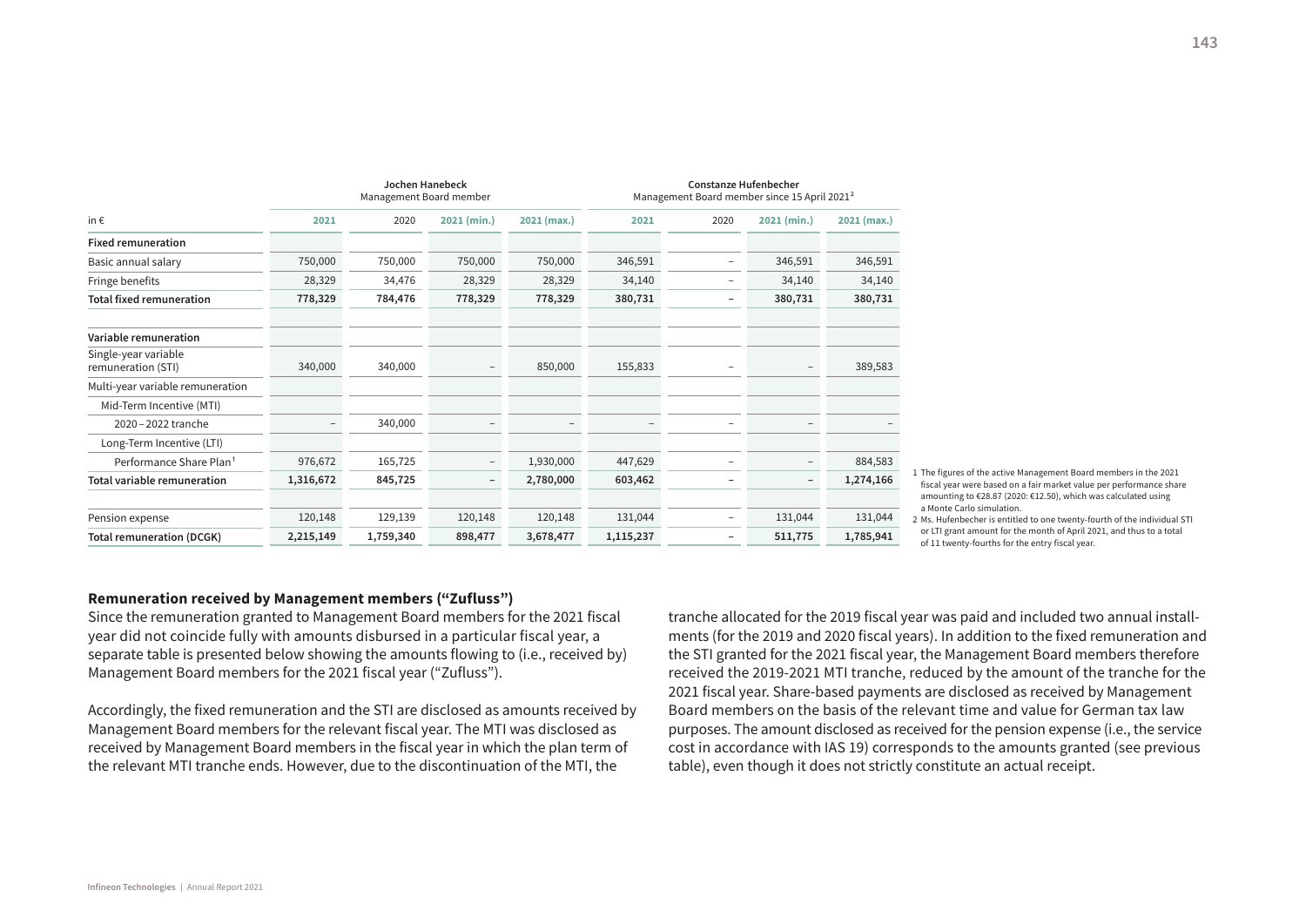| in € | Jochen Hanebeck Management Board member | | | | Constanze Hufenbecher Management Board member since 15 April 2021[2] | | | |
|---|---|---|---|---|---|---|---|---|
| | 2021 | 2020 | 2021 (min.) | 2021 (max.) | 2021 | 2020 | 2021 (min.) | 2021 (max.) |
| **Fixed remuneration** | | | | | | | | |
| Basic annual salary | 750,000 | 750,000 | 750,000 | 750,000 | 346,591 | – | 346,591 | 346,591 |
| Fringe benefits | 28,329 | 34,476 | 28,329 | 28,329 | 34,140 | – | 34,140 | 34,140 |
| **Total fixed remuneration** | **778,329** | **784,476** | **778,329** | **778,329** | **380,731** | **–** | **380,731** | **380,731** |
| | | | | | | | | |
| **Variable remuneration** | | | | | | | | |
| Single-year variable remuneration (STI) | 340,000 | 340,000 | – | 850,000 | 155,833 | – | – | 389,583 |
| Multi-year variable remuneration | | | | | | | | |
| Mid-Term Incentive (MTI) | | | | | | | | |
| 2020 – 2022 tranche | – | 340,000 | – | – | – | – | – | – |
| Long-Term Incentive (LTI) | | | | | | | | |
| Performance Share Plan[1] | 976,672 | 165,725 | – | 1,930,000 | 447,629 | – | – | 884,583 |
| **Total variable remuneration** | **1,316,672** | **845,725** | **–** | **2,780,000** | **603,462** | **–** | **–** | **1,274,166** |
| | | | | | | | | |
| Pension expense | 120,148 | 129,139 | 120,148 | 120,148 | 131,044 | – | 131,044 | 131,044 |
| **Total remuneration (DCGK)** | **2,215,149** | **1,759,340** | **898,477** | **3,678,477** | **1,115,237** | **–** | **511,775** | **1,785,941** |

1 The figures of the active Management Board members in the 2021 fiscal year were based on a fair market value per performance share amounting to €28.87 (2020: €12.50), which was calculated using a Monte Carlo simulation.
2 Ms. Hufenbecher is entitled to one twenty-fourth of the individual STI or LTI grant amount for the month of April 2021, and thus to a total of 11 twenty-fourths for the entry fiscal year.

### Remuneration received by Management members ("Zufluss")

Since the remuneration granted to Management Board members for the 2021 fiscal year did not coincide fully with amounts disbursed in a particular fiscal year, a separate table is presented below showing the amounts flowing to (i.e., received by) Management Board members for the 2021 fiscal year ("Zufluss").

Accordingly, the fixed remuneration and the STI are disclosed as amounts received by Management Board members for the relevant fiscal year. The MTI was disclosed as received by Management Board members in the fiscal year in which the plan term of the relevant MTI tranche ends. However, due to the discontinuation of the MTI, the tranche allocated for the 2019 fiscal year was paid and included two annual installments (for the 2019 and 2020 fiscal years). In addition to the fixed remuneration and the STI granted for the 2021 fiscal year, the Management Board members therefore received the 2019-2021 MTI tranche, reduced by the amount of the tranche for the 2021 fiscal year. Share-based payments are disclosed as received by Management Board members on the basis of the relevant time and value for German tax law purposes. The amount disclosed as received for the pension expense (i.e., the service cost in accordance with IAS 19) corresponds to the amounts granted (see previous table), even though it does not strictly constitute an actual receipt.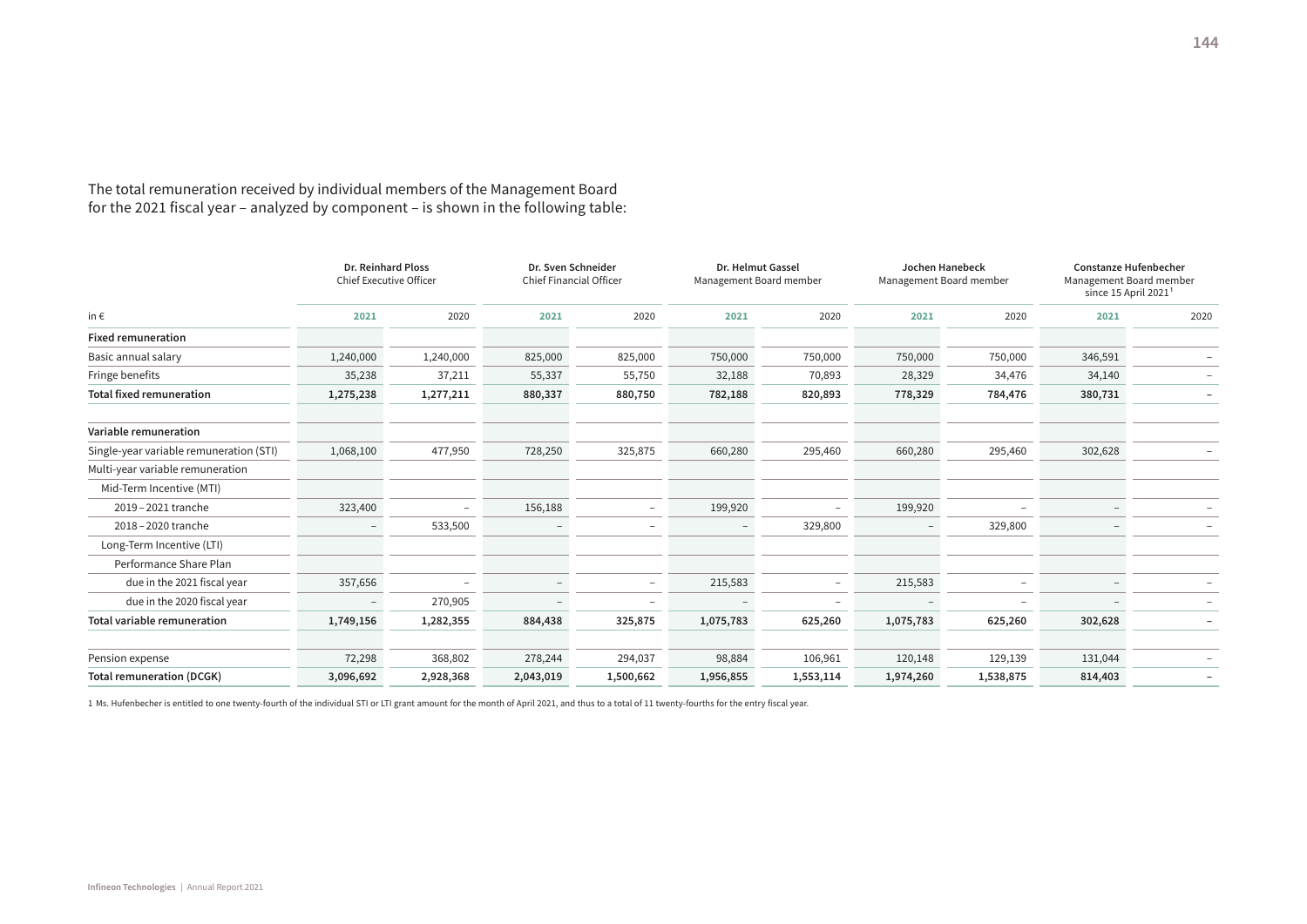The total remuneration received by individual members of the Management Board for the 2021 fiscal year – analyzed by component – is shown in the following table:

| | Dr. Reinhard Ploss Chief Executive Officer | | Dr. Sven Schneider Chief Financial Officer | | Dr. Helmut Gassel Management Board member | | Jochen Hanebeck Management Board member | | Constanze Hufenbecher Management Board member since 15 April 2021[1] | |
|---|---|---|---|---|---|---|---|---|---|---|
| in € | 2021 | 2020 | 2021 | 2020 | 2021 | 2020 | 2021 | 2020 | 2021 | 2020 |
| **Fixed remuneration** | | | | | | | | | | |
| Basic annual salary | 1,240,000 | 1,240,000 | 825,000 | 825,000 | 750,000 | 750,000 | 750,000 | 750,000 | 346,591 | – |
| Fringe benefits | 35,238 | 37,211 | 55,337 | 55,750 | 32,188 | 70,893 | 28,329 | 34,476 | 34,140 | – |
| **Total fixed remuneration** | **1,275,238** | **1,277,211** | **880,337** | **880,750** | **782,188** | **820,893** | **778,329** | **784,476** | **380,731** | **–** |
| **Variable remuneration** | | | | | | | | | | |
| Single-year variable remuneration (STI) | 1,068,100 | 477,950 | 728,250 | 325,875 | 660,280 | 295,460 | 660,280 | 295,460 | 302,628 | – |
| Multi-year variable remuneration | | | | | | | | | | |
| Mid-Term Incentive (MTI) | | | | | | | | | | |
| 2019 – 2021 tranche | 323,400 | – | 156,188 | – | 199,920 | – | 199,920 | – | – | – |
| 2018 – 2020 tranche | – | 533,500 | – | – | – | 329,800 | – | 329,800 | – | – |
| Long-Term Incentive (LTI) | | | | | | | | | | |
| Performance Share Plan | | | | | | | | | | |
| due in the 2021 fiscal year | 357,656 | – | – | – | 215,583 | – | 215,583 | – | – | – |
| due in the 2020 fiscal year | – | 270,905 | – | – | – | – | – | – | – | – |
| **Total variable remuneration** | **1,749,156** | **1,282,355** | **884,438** | **325,875** | **1,075,783** | **625,260** | **1,075,783** | **625,260** | **302,628** | **–** |
| Pension expense | 72,298 | 368,802 | 278,244 | 294,037 | 98,884 | 106,961 | 120,148 | 129,139 | 131,044 | – |
| **Total remuneration (DCGK)** | **3,096,692** | **2,928,368** | **2,043,019** | **1,500,662** | **1,956,855** | **1,553,114** | **1,974,260** | **1,538,875** | **814,403** | **–** |

1 Ms. Hufenbecher is entitled to one twenty-fourth of the individual STI or LTI grant amount for the month of April 2021, and thus to a total of 11 twenty-fourths for the entry fiscal year.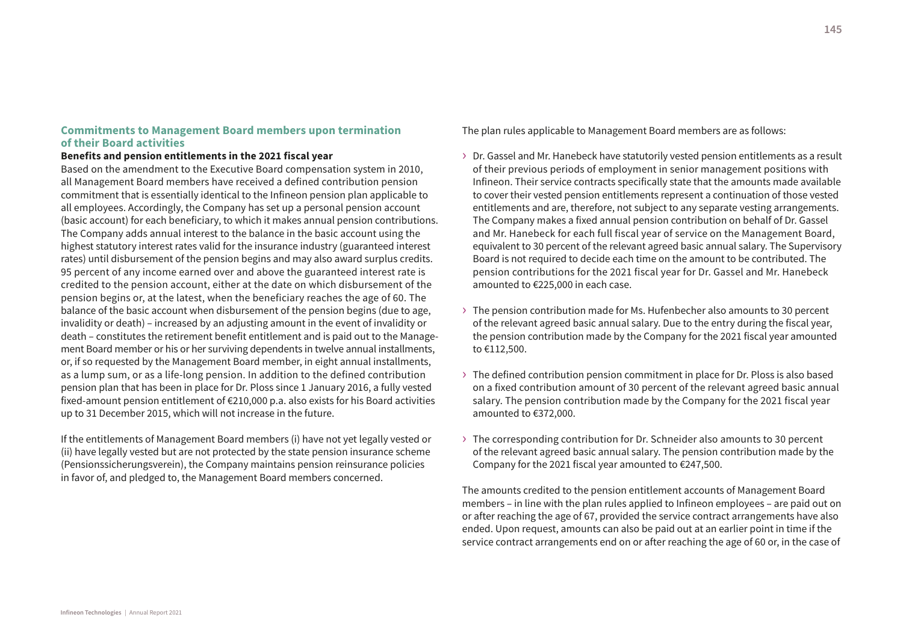## Commitments to Management Board members upon termination of their Board activities

### Benefits and pension entitlements in the 2021 fiscal year

Based on the amendment to the Executive Board compensation system in 2010, all Management Board members have received a defined contribution pension commitment that is essentially identical to the Infineon pension plan applicable to all employees. Accordingly, the Company has set up a personal pension account (basic account) for each beneficiary, to which it makes annual pension contributions. The Company adds annual interest to the balance in the basic account using the highest statutory interest rates valid for the insurance industry (guaranteed interest rates) until disbursement of the pension begins and may also award surplus credits. 95 percent of any income earned over and above the guaranteed interest rate is credited to the pension account, either at the date on which disbursement of the pension begins or, at the latest, when the beneficiary reaches the age of 60. The balance of the basic account when disbursement of the pension begins (due to age, invalidity or death) – increased by an adjusting amount in the event of invalidity or death – constitutes the retirement benefit entitlement and is paid out to the Management Board member or his or her surviving dependents in twelve annual installments, or, if so requested by the Management Board member, in eight annual installments, as a lump sum, or as a life-long pension. In addition to the defined contribution pension plan that has been in place for Dr. Ploss since 1 January 2016, a fully vested fixed-amount pension entitlement of €210,000 p.a. also exists for his Board activities up to 31 December 2015, which will not increase in the future.

If the entitlements of Management Board members (i) have not yet legally vested or (ii) have legally vested but are not protected by the state pension insurance scheme (Pensionssicherungsverein), the Company maintains pension reinsurance policies in favor of, and pledged to, the Management Board members concerned.

The plan rules applicable to Management Board members are as follows:

- Dr. Gassel and Mr. Hanebeck have statutorily vested pension entitlements as a result of their previous periods of employment in senior management positions with Infineon. Their service contracts specifically state that the amounts made available to cover their vested pension entitlements represent a continuation of those vested entitlements and are, therefore, not subject to any separate vesting arrangements. The Company makes a fixed annual pension contribution on behalf of Dr. Gassel and Mr. Hanebeck for each full fiscal year of service on the Management Board, equivalent to 30 percent of the relevant agreed basic annual salary. The Supervisory Board is not required to decide each time on the amount to be contributed. The pension contributions for the 2021 fiscal year for Dr. Gassel and Mr. Hanebeck amounted to €225,000 in each case.
- The pension contribution made for Ms. Hufenbecher also amounts to 30 percent of the relevant agreed basic annual salary. Due to the entry during the fiscal year, the pension contribution made by the Company for the 2021 fiscal year amounted to €112,500.
- The defined contribution pension commitment in place for Dr. Ploss is also based on a fixed contribution amount of 30 percent of the relevant agreed basic annual salary. The pension contribution made by the Company for the 2021 fiscal year amounted to €372,000.
- The corresponding contribution for Dr. Schneider also amounts to 30 percent of the relevant agreed basic annual salary. The pension contribution made by the Company for the 2021 fiscal year amounted to €247,500.

The amounts credited to the pension entitlement accounts of Management Board members – in line with the plan rules applied to Infineon employees – are paid out on or after reaching the age of 67, provided the service contract arrangements have also ended. Upon request, amounts can also be paid out at an earlier point in time if the service contract arrangements end on or after reaching the age of 60 or, in the case of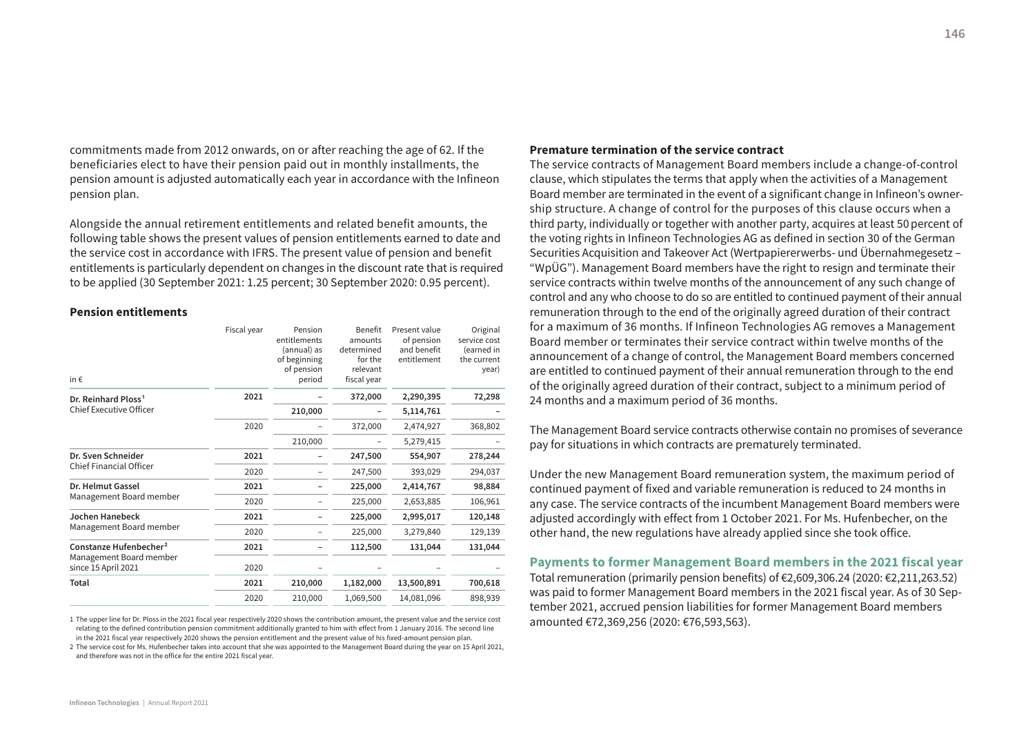commitments made from 2012 onwards, on or after reaching the age of 62. If the beneficiaries elect to have their pension paid out in monthly installments, the pension amount is adjusted automatically each year in accordance with the Infineon pension plan.

Alongside the annual retirement entitlements and related benefit amounts, the following table shows the present values of pension entitlements earned to date and the service cost in accordance with IFRS. The present value of pension and benefit entitlements is particularly dependent on changes in the discount rate that is required to be applied (30 September 2021: 1.25 percent; 30 September 2020: 0.95 percent).

### Pension entitlements

| in € | Fiscal year | Pension entitlements (annual) as of beginning of pension period | Benefit amounts determined for the relevant fiscal year | Present value of pension and benefit entitlement | Original service cost (earned in the current year) |
|---|---|---|---|---|---|
| **Dr. Reinhard Ploss[1]** Chief Executive Officer | **2021** | **–** | **372,000** | **2,290,395** | **72,298** |
| | | **210,000** | **–** | **5,114,761** | **–** |
| | 2020 | – | 372,000 | 2,474,927 | 368,802 |
| | | 210,000 | – | 5,279,415 | – |
| **Dr. Sven Schneider** Chief Financial Officer | **2021** | **–** | **247,500** | **554,907** | **278,244** |
| | 2020 | – | 247,500 | 393,029 | 294,037 |
| **Dr. Helmut Gassel** Management Board member | **2021** | **–** | **225,000** | **2,414,767** | **98,884** |
| | 2020 | – | 225,000 | 2,653,885 | 106,961 |
| **Jochen Hanebeck** Management Board member | **2021** | **–** | **225,000** | **2,995,017** | **120,148** |
| | 2020 | – | 225,000 | 3,279,840 | 129,139 |
| **Constanze Hufenbecher[2]** Management Board member since 15 April 2021 | **2021** | **–** | **112,500** | **131,044** | **131,044** |
| | 2020 | – | – | – | – |
| **Total** | **2021** | **210,000** | **1,182,000** | **13,500,891** | **700,618** |
| | 2020 | 210,000 | 1,069,500 | 14,081,096 | 898,939 |

1 The upper line for Dr. Ploss in the 2021 fiscal year respectively 2020 shows the contribution amount, the present value and the service cost relating to the defined contribution pension commitment additionally granted to him with effect from 1 January 2016. The second line in the 2021 fiscal year respectively 2020 shows the pension entitlement and the present value of his fixed-amount pension plan.

2 The service cost for Ms. Hufenbecher takes into account that she was appointed to the Management Board during the year on 15 April 2021, and therefore was not in the office for the entire 2021 fiscal year.

### Premature termination of the service contract

The service contracts of Management Board members include a change-of-control clause, which stipulates the terms that apply when the activities of a Management Board member are terminated in the event of a significant change in Infineon's ownership structure. A change of control for the purposes of this clause occurs when a third party, individually or together with another party, acquires at least 50 percent of the voting rights in Infineon Technologies AG as defined in section 30 of the German Securities Acquisition and Takeover Act (Wertpapiererwerbs- und Übernahmegesetz – "WpÜG"). Management Board members have the right to resign and terminate their service contracts within twelve months of the announcement of any such change of control and any who choose to do so are entitled to continued payment of their annual remuneration through to the end of the originally agreed duration of their contract for a maximum of 36 months. If Infineon Technologies AG removes a Management Board member or terminates their service contract within twelve months of the announcement of a change of control, the Management Board members concerned are entitled to continued payment of their annual remuneration through to the end of the originally agreed duration of their contract, subject to a minimum period of 24 months and a maximum period of 36 months.

The Management Board service contracts otherwise contain no promises of severance pay for situations in which contracts are prematurely terminated.

Under the new Management Board remuneration system, the maximum period of continued payment of fixed and variable remuneration is reduced to 24 months in any case. The service contracts of the incumbent Management Board members were adjusted accordingly with effect from 1 October 2021. For Ms. Hufenbecher, on the other hand, the new regulations have already applied since she took office.

## Payments to former Management Board members in the 2021 fiscal year

Total remuneration (primarily pension benefits) of €2,609,306.24 (2020: €2,211,263.52) was paid to former Management Board members in the 2021 fiscal year. As of 30 September 2021, accrued pension liabilities for former Management Board members amounted €72,369,256 (2020: €76,593,563).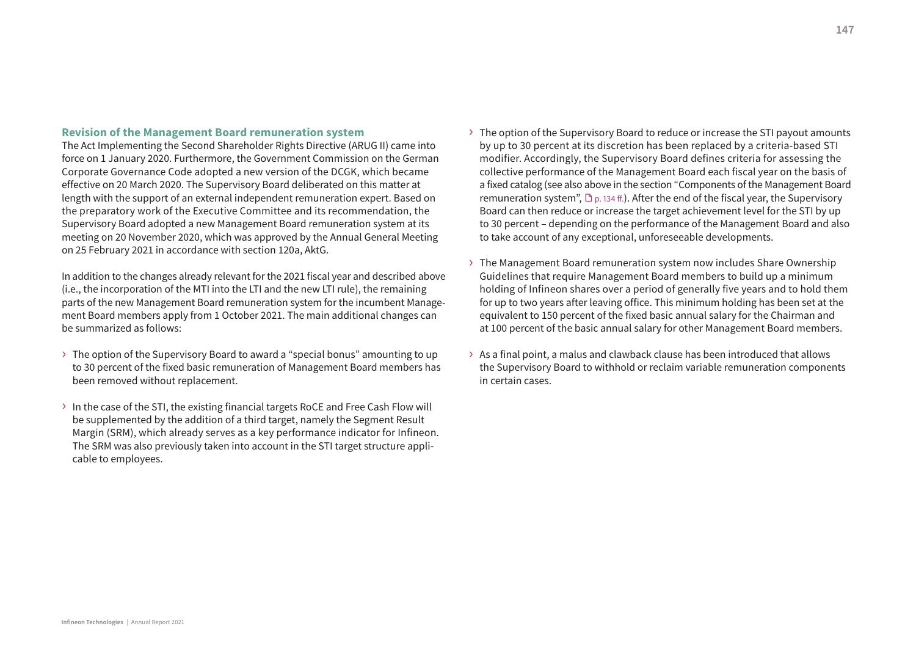### Revision of the Management Board remuneration system

The Act Implementing the Second Shareholder Rights Directive (ARUG II) came into force on 1 January 2020. Furthermore, the Government Commission on the German Corporate Governance Code adopted a new version of the DCGK, which became effective on 20 March 2020. The Supervisory Board deliberated on this matter at length with the support of an external independent remuneration expert. Based on the preparatory work of the Executive Committee and its recommendation, the Supervisory Board adopted a new Management Board remuneration system at its meeting on 20 November 2020, which was approved by the Annual General Meeting on 25 February 2021 in accordance with section 120a, AktG.

In addition to the changes already relevant for the 2021 fiscal year and described above (i.e., the incorporation of the MTI into the LTI and the new LTI rule), the remaining parts of the new Management Board remuneration system for the incumbent Management Board members apply from 1 October 2021. The main additional changes can be summarized as follows:

- The option of the Supervisory Board to award a "special bonus" amounting to up to 30 percent of the fixed basic remuneration of Management Board members has been removed without replacement.
- In the case of the STI, the existing financial targets RoCE and Free Cash Flow will be supplemented by the addition of a third target, namely the Segment Result Margin (SRM), which already serves as a key performance indicator for Infineon. The SRM was also previously taken into account in the STI target structure applicable to employees.
- The option of the Supervisory Board to reduce or increase the STI payout amounts by up to 30 percent at its discretion has been replaced by a criteria-based STI modifier. Accordingly, the Supervisory Board defines criteria for assessing the collective performance of the Management Board each fiscal year on the basis of a fixed catalog (see also above in the section "Components of the Management Board remuneration system", p. 134 ff.). After the end of the fiscal year, the Supervisory Board can then reduce or increase the target achievement level for the STI by up to 30 percent – depending on the performance of the Management Board and also to take account of any exceptional, unforeseeable developments.
- The Management Board remuneration system now includes Share Ownership Guidelines that require Management Board members to build up a minimum holding of Infineon shares over a period of generally five years and to hold them for up to two years after leaving office. This minimum holding has been set at the equivalent to 150 percent of the fixed basic annual salary for the Chairman and at 100 percent of the basic annual salary for other Management Board members.
- As a final point, a malus and clawback clause has been introduced that allows the Supervisory Board to withhold or reclaim variable remuneration components in certain cases.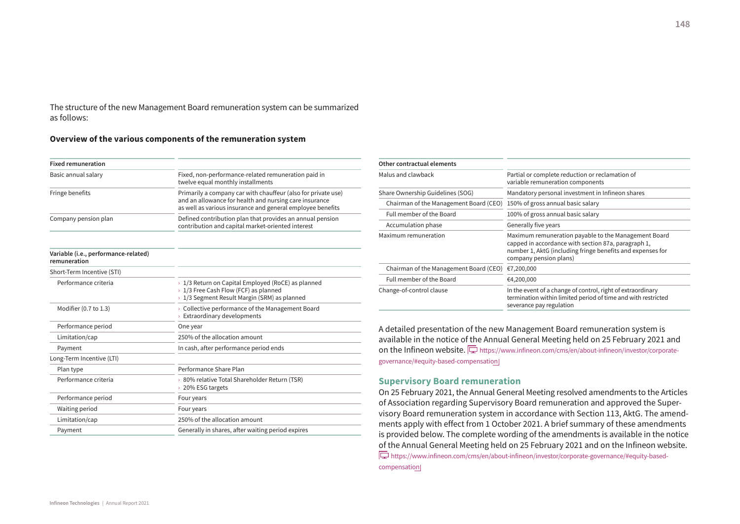The structure of the new Management Board remuneration system can be summarized as follows:

**Overview of the various components of the remuneration system**

| Fixed remuneration | |
|---|---|
| Basic annual salary | Fixed, non-performance-related remuneration paid in twelve equal monthly installments |
| Fringe benefits | Primarily a company car with chauffeur (also for private use) and an allowance for health and nursing care insurance as well as various insurance and general employee benefits |
| Company pension plan | Defined contribution plan that provides an annual pension contribution and capital market-oriented interest |

| Variable (i.e., performance-related) remuneration | |
|---|---|
| Short-Term Incentive (STI) | |
| Performance criteria | › 1/3 Return on Capital Employed (RoCE) as planned<br>› 1/3 Free Cash Flow (FCF) as planned<br>› 1/3 Segment Result Margin (SRM) as planned |
| Modifier (0.7 to 1.3) | › Collective performance of the Management Board<br>› Extraordinary developments |
| Performance period | One year |
| Limitation/cap | 250% of the allocation amount |
| Payment | In cash, after performance period ends |
| Long-Term Incentive (LTI) | |
| Plan type | Performance Share Plan |
| Performance criteria | › 80% relative Total Shareholder Return (TSR)<br>› 20% ESG targets |
| Performance period | Four years |
| Waiting period | Four years |
| Limitation/cap | 250% of the allocation amount |
| Payment | Generally in shares, after waiting period expires |

| Other contractual elements | |
|---|---|
| Malus and clawback | Partial or complete reduction or reclamation of variable remuneration components |
| Share Ownership Guidelines (SOG) | Mandatory personal investment in Infineon shares |
| Chairman of the Management Board (CEO) | 150% of gross annual basic salary |
| Full member of the Board | 100% of gross annual basic salary |
| Accumulation phase | Generally five years |
| Maximum remuneration | Maximum remuneration payable to the Management Board capped in accordance with section 87a, paragraph 1, number 1, AktG (including fringe benefits and expenses for company pension plans) |
| Chairman of the Management Board (CEO) | €7,200,000 |
| Full member of the Board | €4,200,000 |
| Change-of-control clause | In the event of a change of control, right of extraordinary termination within limited period of time and with restricted severance pay regulation |

A detailed presentation of the new Management Board remuneration system is available in the notice of the Annual General Meeting held on 25 February 2021 and on the Infineon website. https://www.infineon.com/cms/en/about-infineon/investor/corporate-governance/#equity-based-compensation

## Supervisory Board remuneration

On 25 February 2021, the Annual General Meeting resolved amendments to the Articles of Association regarding Supervisory Board remuneration and approved the Supervisory Board remuneration system in accordance with Section 113, AktG. The amendments apply with effect from 1 October 2021. A brief summary of these amendments is provided below. The complete wording of the amendments is available in the notice of the Annual General Meeting held on 25 February 2021 and on the Infineon website. https://www.infineon.com/cms/en/about-infineon/investor/corporate-governance/#equity-based-compensation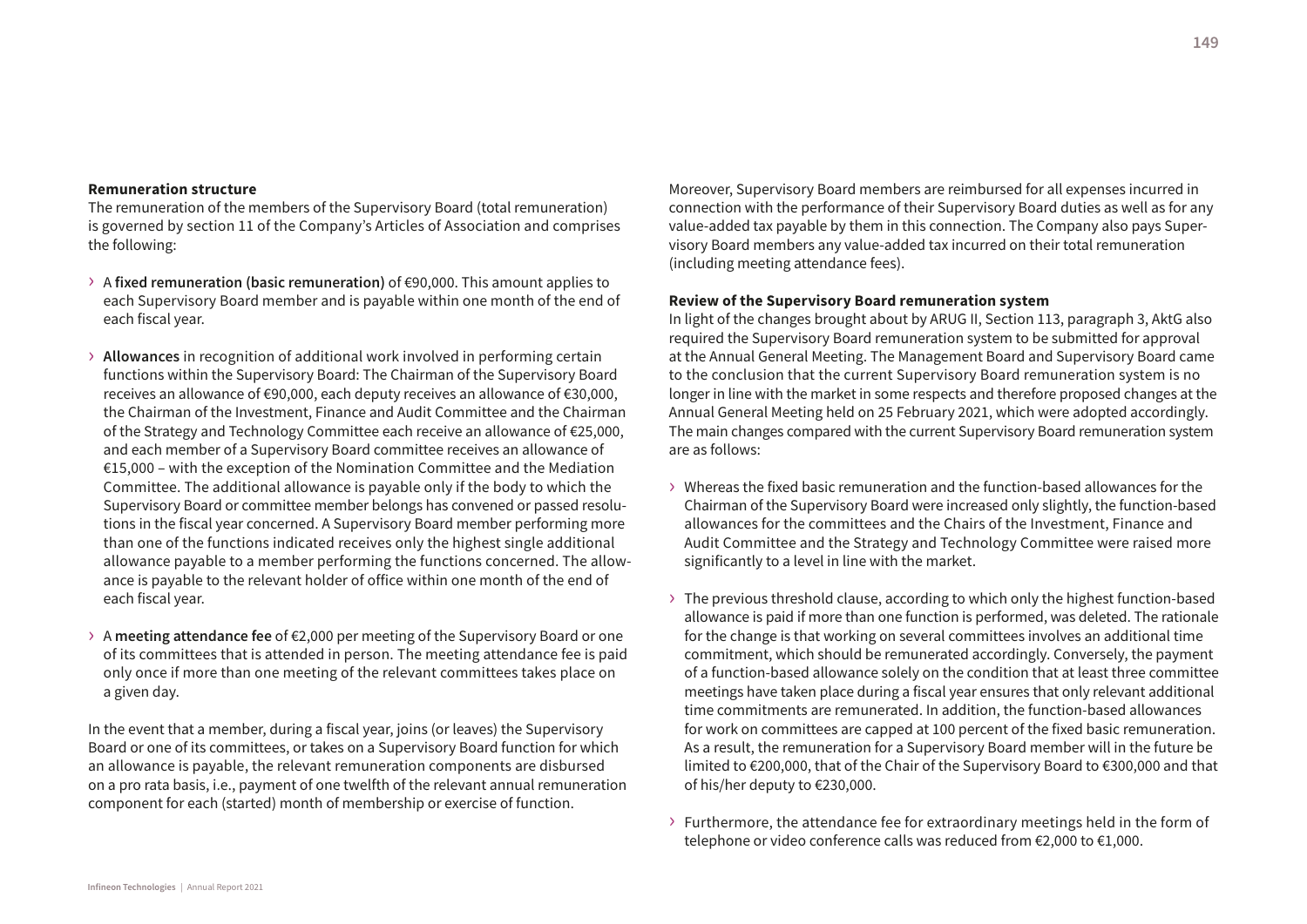**Remuneration structure**

The remuneration of the members of the Supervisory Board (total remuneration) is governed by section 11 of the Company's Articles of Association and comprises the following:

- A **fixed remuneration (basic remuneration)** of €90,000. This amount applies to each Supervisory Board member and is payable within one month of the end of each fiscal year.
- **Allowances** in recognition of additional work involved in performing certain functions within the Supervisory Board: The Chairman of the Supervisory Board receives an allowance of €90,000, each deputy receives an allowance of €30,000, the Chairman of the Investment, Finance and Audit Committee and the Chairman of the Strategy and Technology Committee each receive an allowance of €25,000, and each member of a Supervisory Board committee receives an allowance of €15,000 – with the exception of the Nomination Committee and the Mediation Committee. The additional allowance is payable only if the body to which the Supervisory Board or committee member belongs has convened or passed resolutions in the fiscal year concerned. A Supervisory Board member performing more than one of the functions indicated receives only the highest single additional allowance payable to a member performing the functions concerned. The allowance is payable to the relevant holder of office within one month of the end of each fiscal year.
- A **meeting attendance fee** of €2,000 per meeting of the Supervisory Board or one of its committees that is attended in person. The meeting attendance fee is paid only once if more than one meeting of the relevant committees takes place on a given day.

In the event that a member, during a fiscal year, joins (or leaves) the Supervisory Board or one of its committees, or takes on a Supervisory Board function for which an allowance is payable, the relevant remuneration components are disbursed on a pro rata basis, i.e., payment of one twelfth of the relevant annual remuneration component for each (started) month of membership or exercise of function.

Moreover, Supervisory Board members are reimbursed for all expenses incurred in connection with the performance of their Supervisory Board duties as well as for any value-added tax payable by them in this connection. The Company also pays Supervisory Board members any value-added tax incurred on their total remuneration (including meeting attendance fees).

**Review of the Supervisory Board remuneration system**

In light of the changes brought about by ARUG II, Section 113, paragraph 3, AktG also required the Supervisory Board remuneration system to be submitted for approval at the Annual General Meeting. The Management Board and Supervisory Board came to the conclusion that the current Supervisory Board remuneration system is no longer in line with the market in some respects and therefore proposed changes at the Annual General Meeting held on 25 February 2021, which were adopted accordingly. The main changes compared with the current Supervisory Board remuneration system are as follows:

- Whereas the fixed basic remuneration and the function-based allowances for the Chairman of the Supervisory Board were increased only slightly, the function-based allowances for the committees and the Chairs of the Investment, Finance and Audit Committee and the Strategy and Technology Committee were raised more significantly to a level in line with the market.
- The previous threshold clause, according to which only the highest function-based allowance is paid if more than one function is performed, was deleted. The rationale for the change is that working on several committees involves an additional time commitment, which should be remunerated accordingly. Conversely, the payment of a function-based allowance solely on the condition that at least three committee meetings have taken place during a fiscal year ensures that only relevant additional time commitments are remunerated. In addition, the function-based allowances for work on committees are capped at 100 percent of the fixed basic remuneration. As a result, the remuneration for a Supervisory Board member will in the future be limited to €200,000, that of the Chair of the Supervisory Board to €300,000 and that of his/her deputy to €230,000.
- Furthermore, the attendance fee for extraordinary meetings held in the form of telephone or video conference calls was reduced from €2,000 to €1,000.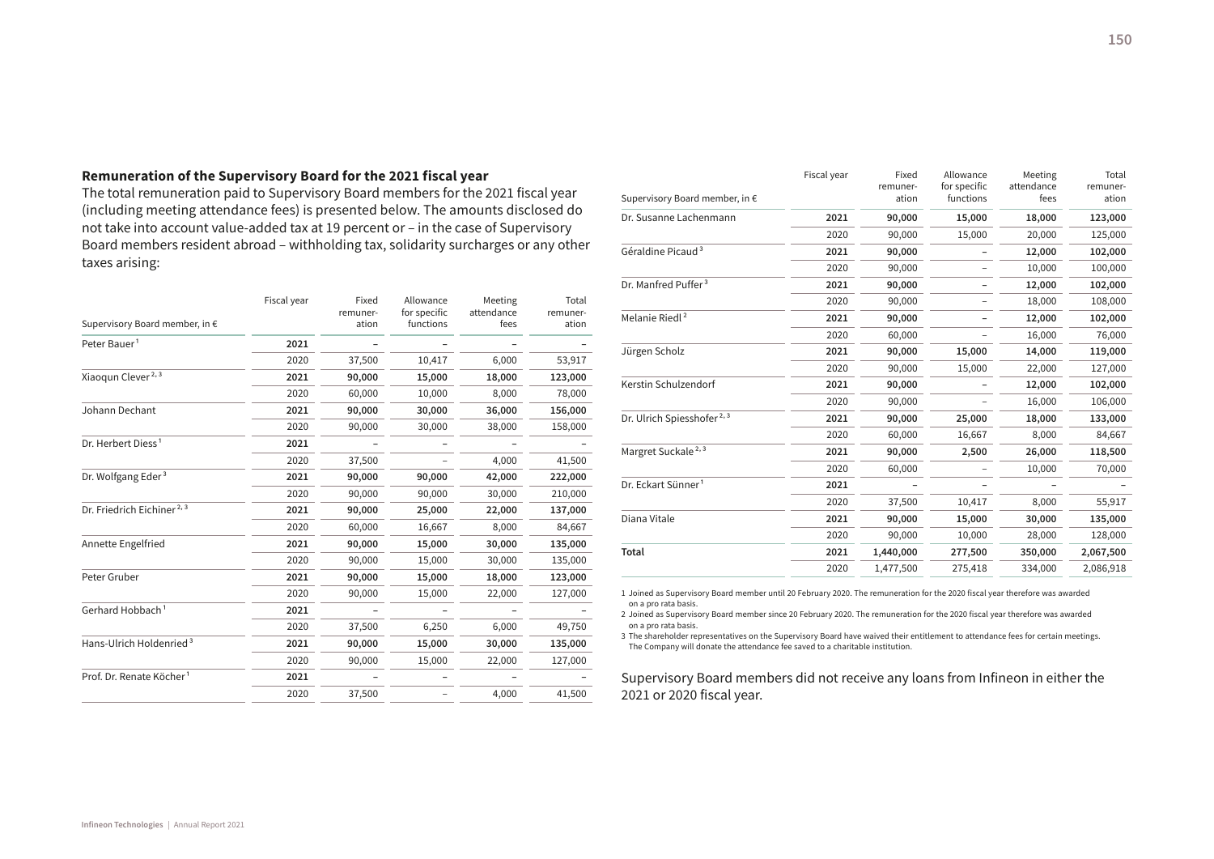### Remuneration of the Supervisory Board for the 2021 fiscal year

The total remuneration paid to Supervisory Board members for the 2021 fiscal year (including meeting attendance fees) is presented below. The amounts disclosed do not take into account value-added tax at 19 percent or – in the case of Supervisory Board members resident abroad – withholding tax, solidarity surcharges or any other taxes arising:

| Supervisory Board member, in € | Fiscal year | Fixed remuner­ation | Allowance for specific functions | Meeting attendance fees | Total remuner­ation |
|---|---|---|---|---|---|
| Peter Bauer[1] | **2021** | **–** | **–** | **–** | **–** |
| | 2020 | 37,500 | 10,417 | 6,000 | 53,917 |
| Xiaoqun Clever[2, 3] | **2021** | **90,000** | **15,000** | **18,000** | **123,000** |
| | 2020 | 60,000 | 10,000 | 8,000 | 78,000 |
| Johann Dechant | **2021** | **90,000** | **30,000** | **36,000** | **156,000** |
| | 2020 | 90,000 | 30,000 | 38,000 | 158,000 |
| Dr. Herbert Diess[1] | **2021** | **–** | **–** | **–** | **–** |
| | 2020 | 37,500 | – | 4,000 | 41,500 |
| Dr. Wolfgang Eder[3] | **2021** | **90,000** | **90,000** | **42,000** | **222,000** |
| | 2020 | 90,000 | 90,000 | 30,000 | 210,000 |
| Dr. Friedrich Eichiner[2, 3] | **2021** | **90,000** | **25,000** | **22,000** | **137,000** |
| | 2020 | 60,000 | 16,667 | 8,000 | 84,667 |
| Annette Engelfried | **2021** | **90,000** | **15,000** | **30,000** | **135,000** |
| | 2020 | 90,000 | 15,000 | 30,000 | 135,000 |
| Peter Gruber | **2021** | **90,000** | **15,000** | **18,000** | **123,000** |
| | 2020 | 90,000 | 15,000 | 22,000 | 127,000 |
| Gerhard Hobbach[1] | **2021** | **–** | **–** | **–** | **–** |
| | 2020 | 37,500 | 6,250 | 6,000 | 49,750 |
| Hans-Ulrich Holdenried[3] | **2021** | **90,000** | **15,000** | **30,000** | **135,000** |
| | 2020 | 90,000 | 15,000 | 22,000 | 127,000 |
| Prof. Dr. Renate Köcher[1] | **2021** | **–** | **–** | **–** | **–** |
| | 2020 | 37,500 | – | 4,000 | 41,500 |
| Dr. Susanne Lachenmann | **2021** | **90,000** | **15,000** | **18,000** | **123,000** |
| | 2020 | 90,000 | 15,000 | 20,000 | 125,000 |
| Géraldine Picaud[3] | **2021** | **90,000** | **–** | **12,000** | **102,000** |
| | 2020 | 90,000 | – | 10,000 | 100,000 |
| Dr. Manfred Puffer[3] | **2021** | **90,000** | **–** | **12,000** | **102,000** |
| | 2020 | 90,000 | – | 18,000 | 108,000 |
| Melanie Riedl[2] | **2021** | **90,000** | **–** | **12,000** | **102,000** |
| | 2020 | 60,000 | – | 16,000 | 76,000 |
| Jürgen Scholz | **2021** | **90,000** | **15,000** | **14,000** | **119,000** |
| | 2020 | 90,000 | 15,000 | 22,000 | 127,000 |
| Kerstin Schulzendorf | **2021** | **90,000** | **–** | **12,000** | **102,000** |
| | 2020 | 90,000 | – | 16,000 | 106,000 |
| Dr. Ulrich Spiesshofer[2, 3] | **2021** | **90,000** | **25,000** | **18,000** | **133,000** |
| | 2020 | 60,000 | 16,667 | 8,000 | 84,667 |
| Margret Suckale[2, 3] | **2021** | **90,000** | **2,500** | **26,000** | **118,500** |
| | 2020 | 60,000 | – | 10,000 | 70,000 |
| Dr. Eckart Sünner[1] | **2021** | **–** | **–** | **–** | **–** |
| | 2020 | 37,500 | 10,417 | 8,000 | 55,917 |
| Diana Vitale | **2021** | **90,000** | **15,000** | **30,000** | **135,000** |
| | 2020 | 90,000 | 10,000 | 28,000 | 128,000 |
| **Total** | **2021** | **1,440,000** | **277,500** | **350,000** | **2,067,500** |
| | 2020 | 1,477,500 | 275,418 | 334,000 | 2,086,918 |

1 Joined as Supervisory Board member until 20 February 2020. The remuneration for the 2020 fiscal year therefore was awarded on a pro rata basis.
2 Joined as Supervisory Board member since 20 February 2020. The remuneration for the 2020 fiscal year therefore was awarded on a pro rata basis.
3 The shareholder representatives on the Supervisory Board have waived their entitlement to attendance fees for certain meetings. The Company will donate the attendance fee saved to a charitable institution.

Supervisory Board members did not receive any loans from Infineon in either the 2021 or 2020 fiscal year.